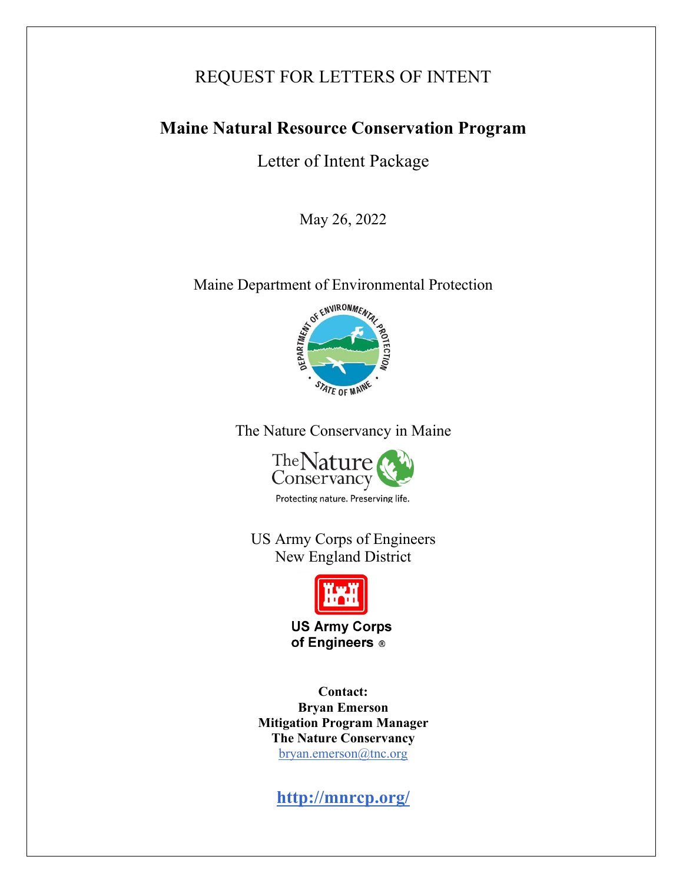REQUEST FOR LETTERS OF INTENT

# Maine Natural Resource Conservation Program

Letter of Intent Package

May 26, 2022

Maine Department of Environmental Protection

The Nature Conservancy in Maine

US Army Corps of Engineers
New England District

**Contact:**
**Bryan Emerson**
**Mitigation Program Manager**
**The Nature Conservancy**
bryan.emerson@tnc.org

**http://mnrcp.org/**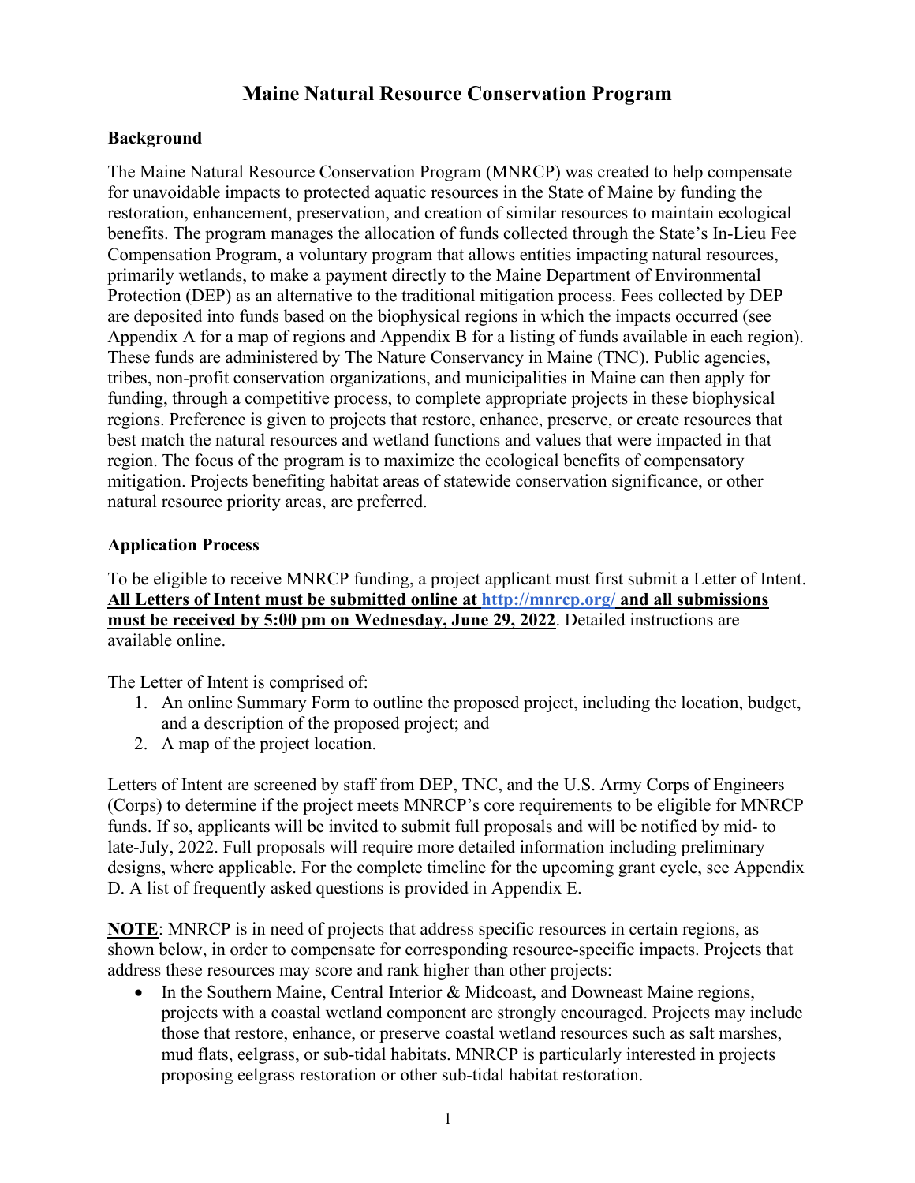# Maine Natural Resource Conservation Program

## Background

The Maine Natural Resource Conservation Program (MNRCP) was created to help compensate for unavoidable impacts to protected aquatic resources in the State of Maine by funding the restoration, enhancement, preservation, and creation of similar resources to maintain ecological benefits. The program manages the allocation of funds collected through the State's In-Lieu Fee Compensation Program, a voluntary program that allows entities impacting natural resources, primarily wetlands, to make a payment directly to the Maine Department of Environmental Protection (DEP) as an alternative to the traditional mitigation process. Fees collected by DEP are deposited into funds based on the biophysical regions in which the impacts occurred (see Appendix A for a map of regions and Appendix B for a listing of funds available in each region). These funds are administered by The Nature Conservancy in Maine (TNC). Public agencies, tribes, non-profit conservation organizations, and municipalities in Maine can then apply for funding, through a competitive process, to complete appropriate projects in these biophysical regions. Preference is given to projects that restore, enhance, preserve, or create resources that best match the natural resources and wetland functions and values that were impacted in that region. The focus of the program is to maximize the ecological benefits of compensatory mitigation. Projects benefiting habitat areas of statewide conservation significance, or other natural resource priority areas, are preferred.

## Application Process

To be eligible to receive MNRCP funding, a project applicant must first submit a Letter of Intent. **All Letters of Intent must be submitted online at http://mnrcp.org/ and all submissions must be received by 5:00 pm on Wednesday, June 29, 2022**. Detailed instructions are available online.

The Letter of Intent is comprised of:

1. An online Summary Form to outline the proposed project, including the location, budget, and a description of the proposed project; and
2. A map of the project location.

Letters of Intent are screened by staff from DEP, TNC, and the U.S. Army Corps of Engineers (Corps) to determine if the project meets MNRCP's core requirements to be eligible for MNRCP funds. If so, applicants will be invited to submit full proposals and will be notified by mid- to late-July, 2022. Full proposals will require more detailed information including preliminary designs, where applicable. For the complete timeline for the upcoming grant cycle, see Appendix D. A list of frequently asked questions is provided in Appendix E.

**NOTE**: MNRCP is in need of projects that address specific resources in certain regions, as shown below, in order to compensate for corresponding resource-specific impacts. Projects that address these resources may score and rank higher than other projects:

- In the Southern Maine, Central Interior & Midcoast, and Downeast Maine regions, projects with a coastal wetland component are strongly encouraged. Projects may include those that restore, enhance, or preserve coastal wetland resources such as salt marshes, mud flats, eelgrass, or sub-tidal habitats. MNRCP is particularly interested in projects proposing eelgrass restoration or other sub-tidal habitat restoration.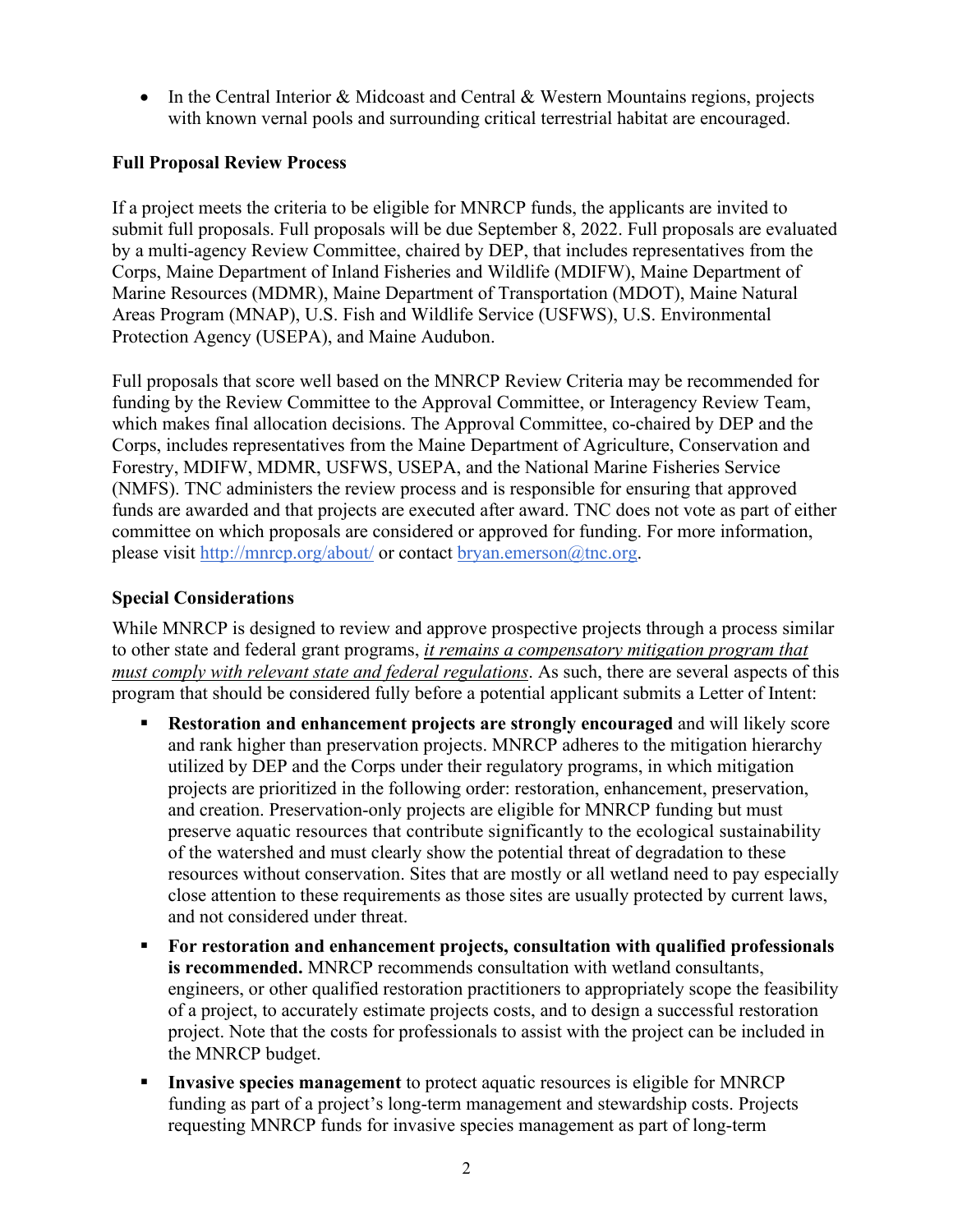- In the Central Interior & Midcoast and Central & Western Mountains regions, projects with known vernal pools and surrounding critical terrestrial habitat are encouraged.

### Full Proposal Review Process

If a project meets the criteria to be eligible for MNRCP funds, the applicants are invited to submit full proposals. Full proposals will be due September 8, 2022. Full proposals are evaluated by a multi-agency Review Committee, chaired by DEP, that includes representatives from the Corps, Maine Department of Inland Fisheries and Wildlife (MDIFW), Maine Department of Marine Resources (MDMR), Maine Department of Transportation (MDOT), Maine Natural Areas Program (MNAP), U.S. Fish and Wildlife Service (USFWS), U.S. Environmental Protection Agency (USEPA), and Maine Audubon.

Full proposals that score well based on the MNRCP Review Criteria may be recommended for funding by the Review Committee to the Approval Committee, or Interagency Review Team, which makes final allocation decisions. The Approval Committee, co-chaired by DEP and the Corps, includes representatives from the Maine Department of Agriculture, Conservation and Forestry, MDIFW, MDMR, USFWS, USEPA, and the National Marine Fisheries Service (NMFS). TNC administers the review process and is responsible for ensuring that approved funds are awarded and that projects are executed after award. TNC does not vote as part of either committee on which proposals are considered or approved for funding. For more information, please visit http://mnrcp.org/about/ or contact bryan.emerson@tnc.org.

### Special Considerations

While MNRCP is designed to review and approve prospective projects through a process similar to other state and federal grant programs, ***it remains a compensatory mitigation program that must comply with relevant state and federal regulations***. As such, there are several aspects of this program that should be considered fully before a potential applicant submits a Letter of Intent:

- **Restoration and enhancement projects are strongly encouraged** and will likely score and rank higher than preservation projects. MNRCP adheres to the mitigation hierarchy utilized by DEP and the Corps under their regulatory programs, in which mitigation projects are prioritized in the following order: restoration, enhancement, preservation, and creation. Preservation-only projects are eligible for MNRCP funding but must preserve aquatic resources that contribute significantly to the ecological sustainability of the watershed and must clearly show the potential threat of degradation to these resources without conservation. Sites that are mostly or all wetland need to pay especially close attention to these requirements as those sites are usually protected by current laws, and not considered under threat.
- **For restoration and enhancement projects, consultation with qualified professionals is recommended.** MNRCP recommends consultation with wetland consultants, engineers, or other qualified restoration practitioners to appropriately scope the feasibility of a project, to accurately estimate projects costs, and to design a successful restoration project. Note that the costs for professionals to assist with the project can be included in the MNRCP budget.
- **Invasive species management** to protect aquatic resources is eligible for MNRCP funding as part of a project's long-term management and stewardship costs. Projects requesting MNRCP funds for invasive species management as part of long-term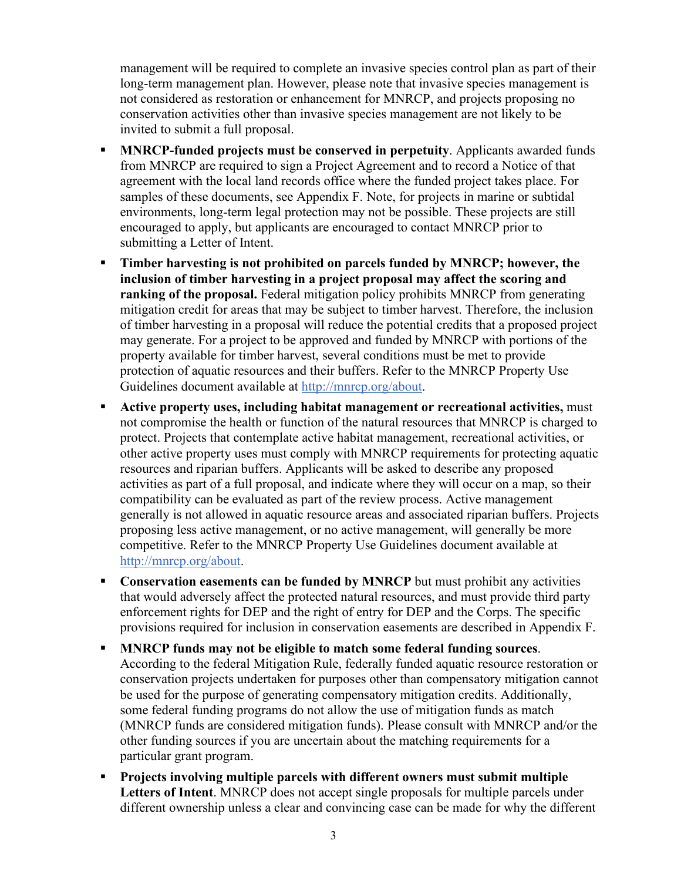management will be required to complete an invasive species control plan as part of their long-term management plan. However, please note that invasive species management is not considered as restoration or enhancement for MNRCP, and projects proposing no conservation activities other than invasive species management are not likely to be invited to submit a full proposal.

- **MNRCP-funded projects must be conserved in perpetuity**. Applicants awarded funds from MNRCP are required to sign a Project Agreement and to record a Notice of that agreement with the local land records office where the funded project takes place. For samples of these documents, see Appendix F. Note, for projects in marine or subtidal environments, long-term legal protection may not be possible. These projects are still encouraged to apply, but applicants are encouraged to contact MNRCP prior to submitting a Letter of Intent.
- **Timber harvesting is not prohibited on parcels funded by MNRCP; however, the inclusion of timber harvesting in a project proposal may affect the scoring and ranking of the proposal.** Federal mitigation policy prohibits MNRCP from generating mitigation credit for areas that may be subject to timber harvest. Therefore, the inclusion of timber harvesting in a proposal will reduce the potential credits that a proposed project may generate. For a project to be approved and funded by MNRCP with portions of the property available for timber harvest, several conditions must be met to provide protection of aquatic resources and their buffers. Refer to the MNRCP Property Use Guidelines document available at http://mnrcp.org/about.
- **Active property uses, including habitat management or recreational activities,** must not compromise the health or function of the natural resources that MNRCP is charged to protect. Projects that contemplate active habitat management, recreational activities, or other active property uses must comply with MNRCP requirements for protecting aquatic resources and riparian buffers. Applicants will be asked to describe any proposed activities as part of a full proposal, and indicate where they will occur on a map, so their compatibility can be evaluated as part of the review process. Active management generally is not allowed in aquatic resource areas and associated riparian buffers. Projects proposing less active management, or no active management, will generally be more competitive. Refer to the MNRCP Property Use Guidelines document available at http://mnrcp.org/about.
- **Conservation easements can be funded by MNRCP** but must prohibit any activities that would adversely affect the protected natural resources, and must provide third party enforcement rights for DEP and the right of entry for DEP and the Corps. The specific provisions required for inclusion in conservation easements are described in Appendix F.
- **MNRCP funds may not be eligible to match some federal funding sources**. According to the federal Mitigation Rule, federally funded aquatic resource restoration or conservation projects undertaken for purposes other than compensatory mitigation cannot be used for the purpose of generating compensatory mitigation credits. Additionally, some federal funding programs do not allow the use of mitigation funds as match (MNRCP funds are considered mitigation funds). Please consult with MNRCP and/or the other funding sources if you are uncertain about the matching requirements for a particular grant program.
- **Projects involving multiple parcels with different owners must submit multiple Letters of Intent**. MNRCP does not accept single proposals for multiple parcels under different ownership unless a clear and convincing case can be made for why the different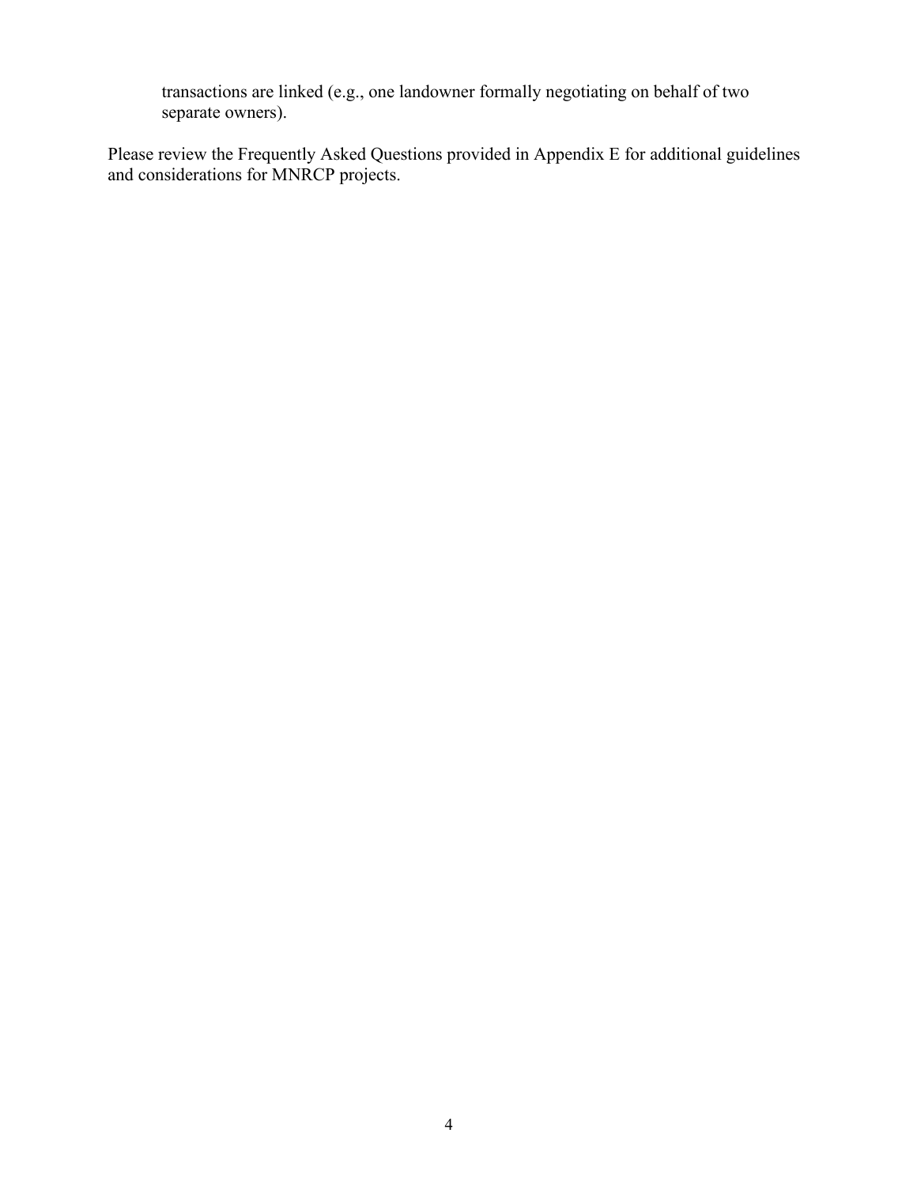transactions are linked (e.g., one landowner formally negotiating on behalf of two separate owners).

Please review the Frequently Asked Questions provided in Appendix E for additional guidelines and considerations for MNRCP projects.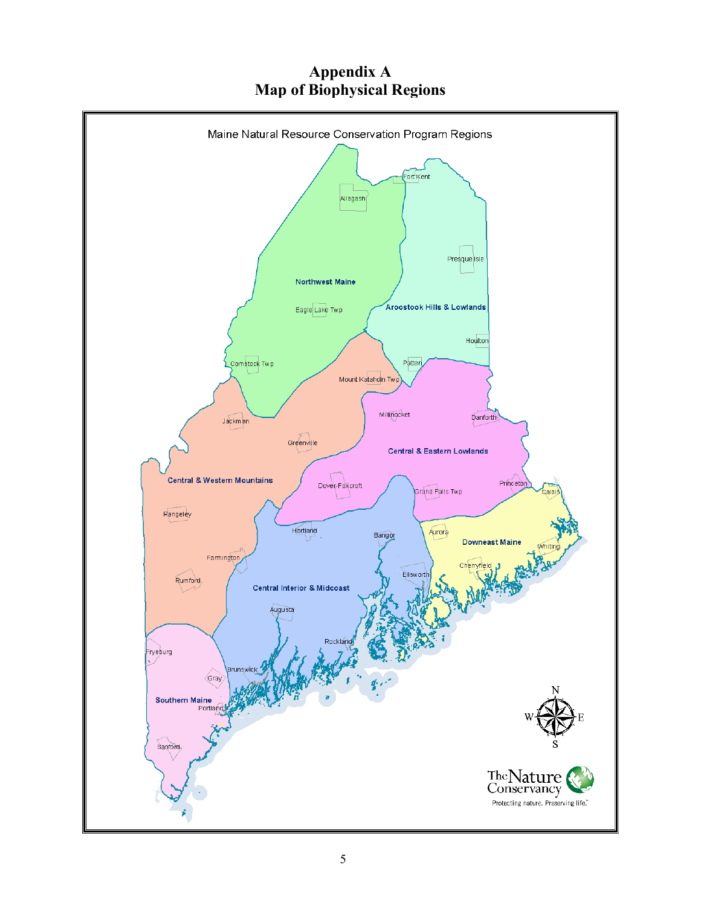# Appendix A
# Map of Biophysical Regions

Maine Natural Resource Conservation Program Regions

Northwest Maine

Aroostook Hills & Lowlands

Central & Western Mountains

Central & Eastern Lowlands

Downeast Maine

Central Interior & Midcoast

Southern Maine

Fort Kent, Allagash, Presque Isle, Eagle Lake Twp, Houlton, Comstock Twp, Patten, Mount Katahdin Twp, Millinocket, Danforth, Jackman, Greenville, Dover-Foxcroft, Grand Falls Twp, Princeton, Calais, Rangeley, Hartland, Bangor, Aurora, Whiting, Farmington, Cherryfield, Ellsworth, Rumford, Augusta, Rockland, Fryeburg, Brunswick, Gray, Portland, Sanford

The Nature Conservancy
Protecting nature. Preserving life.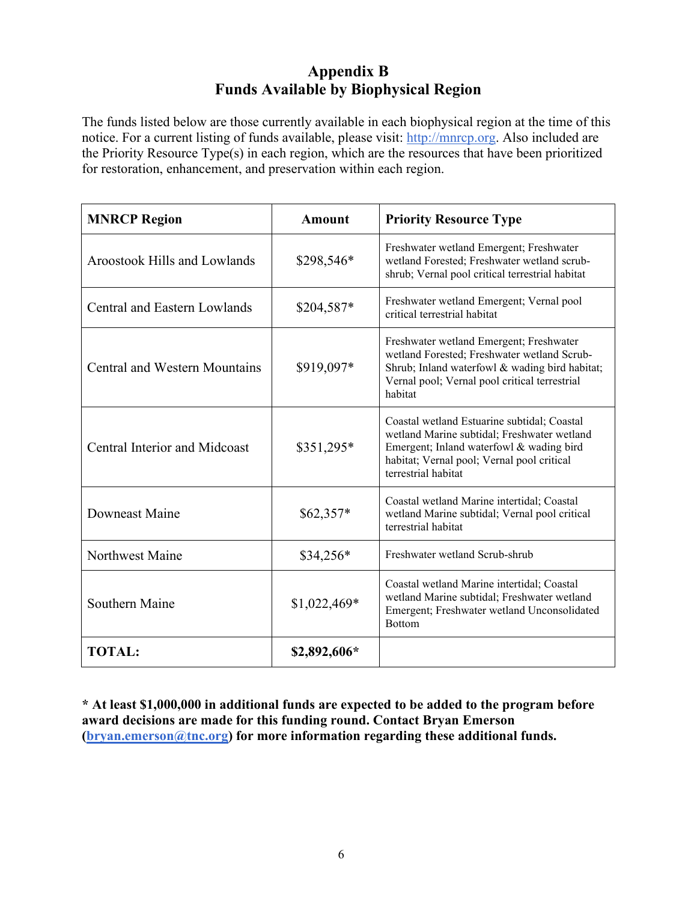# Appendix B
## Funds Available by Biophysical Region

The funds listed below are those currently available in each biophysical region at the time of this notice. For a current listing of funds available, please visit: http://mnrcp.org. Also included are the Priority Resource Type(s) in each region, which are the resources that have been prioritized for restoration, enhancement, and preservation within each region.

| MNRCP Region | Amount | Priority Resource Type |
|---|---|---|
| Aroostook Hills and Lowlands | $298,546* | Freshwater wetland Emergent; Freshwater wetland Forested; Freshwater wetland scrub-shrub; Vernal pool critical terrestrial habitat |
| Central and Eastern Lowlands | $204,587* | Freshwater wetland Emergent; Vernal pool critical terrestrial habitat |
| Central and Western Mountains | $919,097* | Freshwater wetland Emergent; Freshwater wetland Forested; Freshwater wetland Scrub-Shrub; Inland waterfowl & wading bird habitat; Vernal pool; Vernal pool critical terrestrial habitat |
| Central Interior and Midcoast | $351,295* | Coastal wetland Estuarine subtidal; Coastal wetland Marine subtidal; Freshwater wetland Emergent; Inland waterfowl & wading bird habitat; Vernal pool; Vernal pool critical terrestrial habitat |
| Downeast Maine | $62,357* | Coastal wetland Marine intertidal; Coastal wetland Marine subtidal; Vernal pool critical terrestrial habitat |
| Northwest Maine | $34,256* | Freshwater wetland Scrub-shrub |
| Southern Maine | $1,022,469* | Coastal wetland Marine intertidal; Coastal wetland Marine subtidal; Freshwater wetland Emergent; Freshwater wetland Unconsolidated Bottom |
| **TOTAL:** | **$2,892,606*** | |

**\* At least $1,000,000 in additional funds are expected to be added to the program before award decisions are made for this funding round. Contact Bryan Emerson (bryan.emerson@tnc.org) for more information regarding these additional funds.**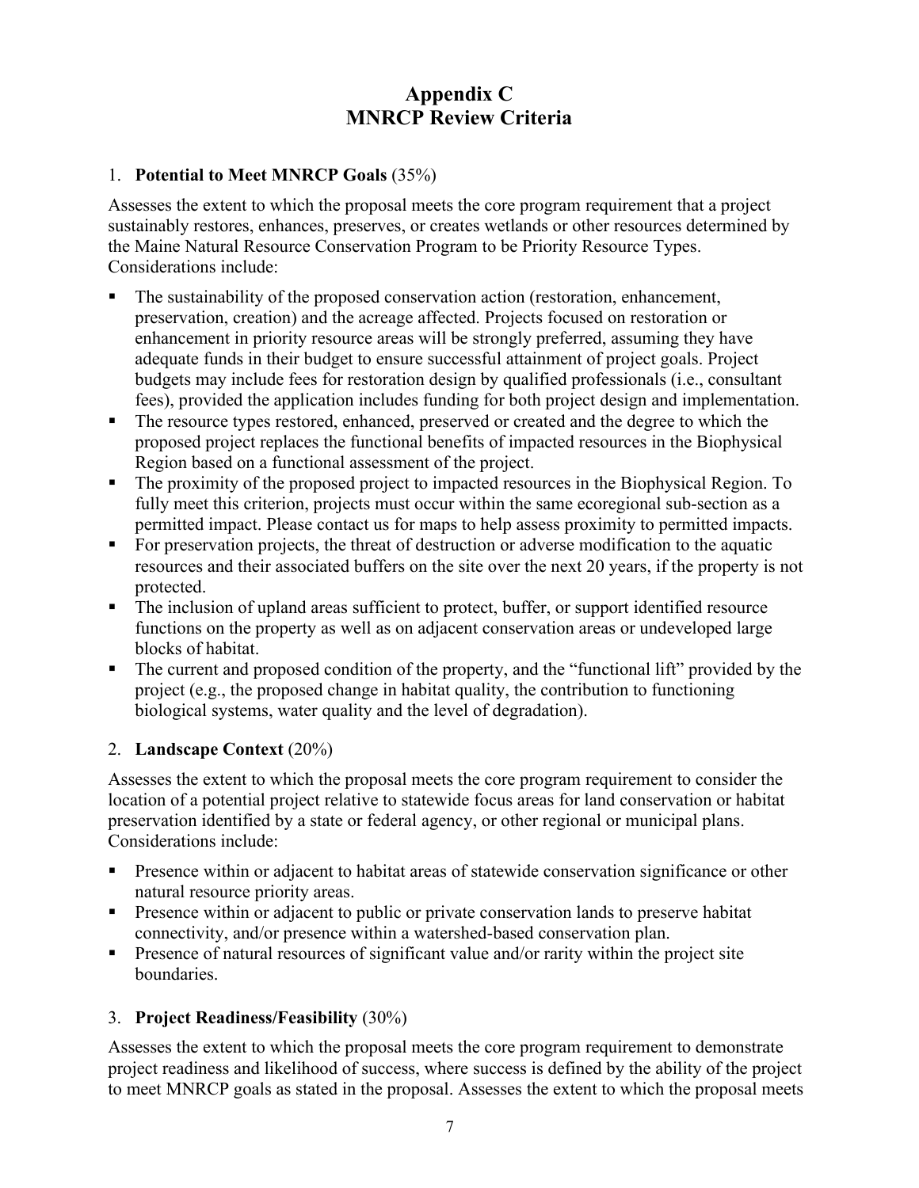# Appendix C
# MNRCP Review Criteria

1. **Potential to Meet MNRCP Goals** (35%)

Assesses the extent to which the proposal meets the core program requirement that a project sustainably restores, enhances, preserves, or creates wetlands or other resources determined by the Maine Natural Resource Conservation Program to be Priority Resource Types. Considerations include:

- The sustainability of the proposed conservation action (restoration, enhancement, preservation, creation) and the acreage affected. Projects focused on restoration or enhancement in priority resource areas will be strongly preferred, assuming they have adequate funds in their budget to ensure successful attainment of project goals. Project budgets may include fees for restoration design by qualified professionals (i.e., consultant fees), provided the application includes funding for both project design and implementation.
- The resource types restored, enhanced, preserved or created and the degree to which the proposed project replaces the functional benefits of impacted resources in the Biophysical Region based on a functional assessment of the project.
- The proximity of the proposed project to impacted resources in the Biophysical Region. To fully meet this criterion, projects must occur within the same ecoregional sub-section as a permitted impact. Please contact us for maps to help assess proximity to permitted impacts.
- For preservation projects, the threat of destruction or adverse modification to the aquatic resources and their associated buffers on the site over the next 20 years, if the property is not protected.
- The inclusion of upland areas sufficient to protect, buffer, or support identified resource functions on the property as well as on adjacent conservation areas or undeveloped large blocks of habitat.
- The current and proposed condition of the property, and the "functional lift" provided by the project (e.g., the proposed change in habitat quality, the contribution to functioning biological systems, water quality and the level of degradation).

2. **Landscape Context** (20%)

Assesses the extent to which the proposal meets the core program requirement to consider the location of a potential project relative to statewide focus areas for land conservation or habitat preservation identified by a state or federal agency, or other regional or municipal plans. Considerations include:

- Presence within or adjacent to habitat areas of statewide conservation significance or other natural resource priority areas.
- Presence within or adjacent to public or private conservation lands to preserve habitat connectivity, and/or presence within a watershed-based conservation plan.
- Presence of natural resources of significant value and/or rarity within the project site boundaries.

3. **Project Readiness/Feasibility** (30%)

Assesses the extent to which the proposal meets the core program requirement to demonstrate project readiness and likelihood of success, where success is defined by the ability of the project to meet MNRCP goals as stated in the proposal. Assesses the extent to which the proposal meets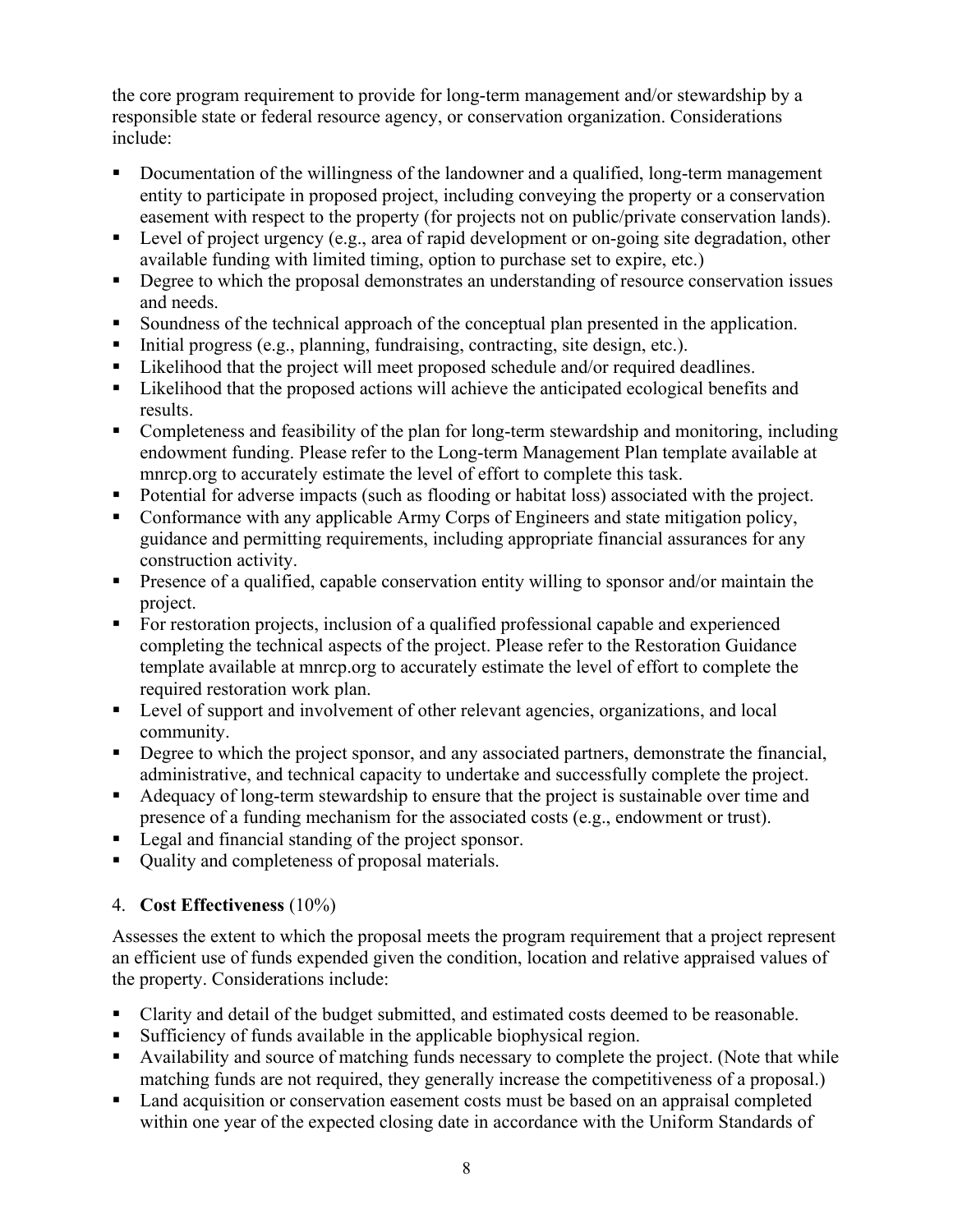the core program requirement to provide for long-term management and/or stewardship by a responsible state or federal resource agency, or conservation organization. Considerations include:

- Documentation of the willingness of the landowner and a qualified, long-term management entity to participate in proposed project, including conveying the property or a conservation easement with respect to the property (for projects not on public/private conservation lands).
- Level of project urgency (e.g., area of rapid development or on-going site degradation, other available funding with limited timing, option to purchase set to expire, etc.)
- Degree to which the proposal demonstrates an understanding of resource conservation issues and needs.
- Soundness of the technical approach of the conceptual plan presented in the application.
- Initial progress (e.g., planning, fundraising, contracting, site design, etc.).
- Likelihood that the project will meet proposed schedule and/or required deadlines.
- Likelihood that the proposed actions will achieve the anticipated ecological benefits and results.
- Completeness and feasibility of the plan for long-term stewardship and monitoring, including endowment funding. Please refer to the Long-term Management Plan template available at mnrcp.org to accurately estimate the level of effort to complete this task.
- Potential for adverse impacts (such as flooding or habitat loss) associated with the project.
- Conformance with any applicable Army Corps of Engineers and state mitigation policy, guidance and permitting requirements, including appropriate financial assurances for any construction activity.
- Presence of a qualified, capable conservation entity willing to sponsor and/or maintain the project.
- For restoration projects, inclusion of a qualified professional capable and experienced completing the technical aspects of the project. Please refer to the Restoration Guidance template available at mnrcp.org to accurately estimate the level of effort to complete the required restoration work plan.
- Level of support and involvement of other relevant agencies, organizations, and local community.
- Degree to which the project sponsor, and any associated partners, demonstrate the financial, administrative, and technical capacity to undertake and successfully complete the project.
- Adequacy of long-term stewardship to ensure that the project is sustainable over time and presence of a funding mechanism for the associated costs (e.g., endowment or trust).
- Legal and financial standing of the project sponsor.
- Quality and completeness of proposal materials.

4. **Cost Effectiveness** (10%)

Assesses the extent to which the proposal meets the program requirement that a project represent an efficient use of funds expended given the condition, location and relative appraised values of the property. Considerations include:

- Clarity and detail of the budget submitted, and estimated costs deemed to be reasonable.
- Sufficiency of funds available in the applicable biophysical region.
- Availability and source of matching funds necessary to complete the project. (Note that while matching funds are not required, they generally increase the competitiveness of a proposal.)
- Land acquisition or conservation easement costs must be based on an appraisal completed within one year of the expected closing date in accordance with the Uniform Standards of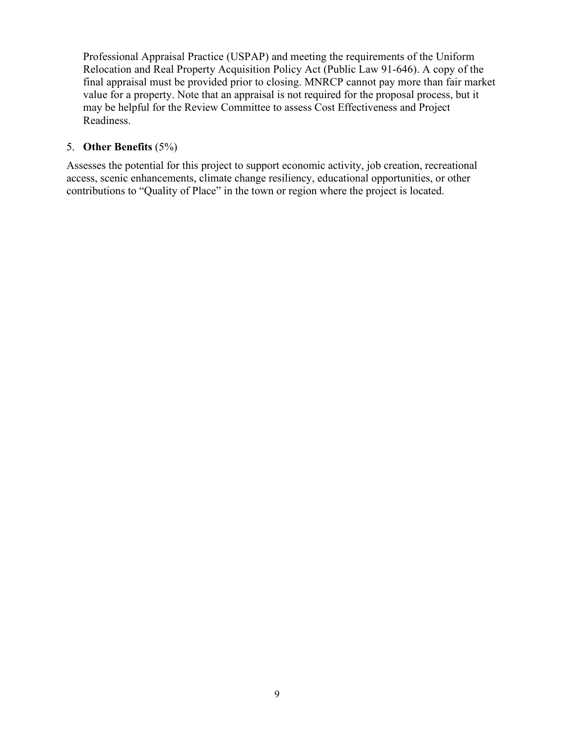Professional Appraisal Practice (USPAP) and meeting the requirements of the Uniform Relocation and Real Property Acquisition Policy Act (Public Law 91-646). A copy of the final appraisal must be provided prior to closing. MNRCP cannot pay more than fair market value for a property. Note that an appraisal is not required for the proposal process, but it may be helpful for the Review Committee to assess Cost Effectiveness and Project Readiness.

5. **Other Benefits** (5%)

Assesses the potential for this project to support economic activity, job creation, recreational access, scenic enhancements, climate change resiliency, educational opportunities, or other contributions to "Quality of Place" in the town or region where the project is located.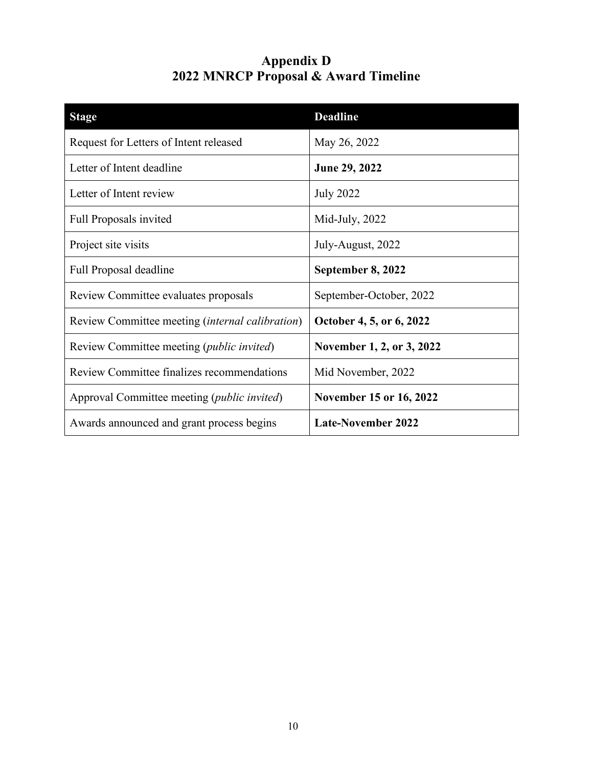# Appendix D
# 2022 MNRCP Proposal & Award Timeline

| Stage | Deadline |
|---|---|
| Request for Letters of Intent released | May 26, 2022 |
| Letter of Intent deadline | **June 29, 2022** |
| Letter of Intent review | July 2022 |
| Full Proposals invited | Mid-July, 2022 |
| Project site visits | July-August, 2022 |
| Full Proposal deadline | **September 8, 2022** |
| Review Committee evaluates proposals | September-October, 2022 |
| Review Committee meeting (*internal calibration*) | **October 4, 5, or 6, 2022** |
| Review Committee meeting (*public invited*) | **November 1, 2, or 3, 2022** |
| Review Committee finalizes recommendations | Mid November, 2022 |
| Approval Committee meeting (*public invited*) | **November 15 or 16, 2022** |
| Awards announced and grant process begins | **Late-November 2022** |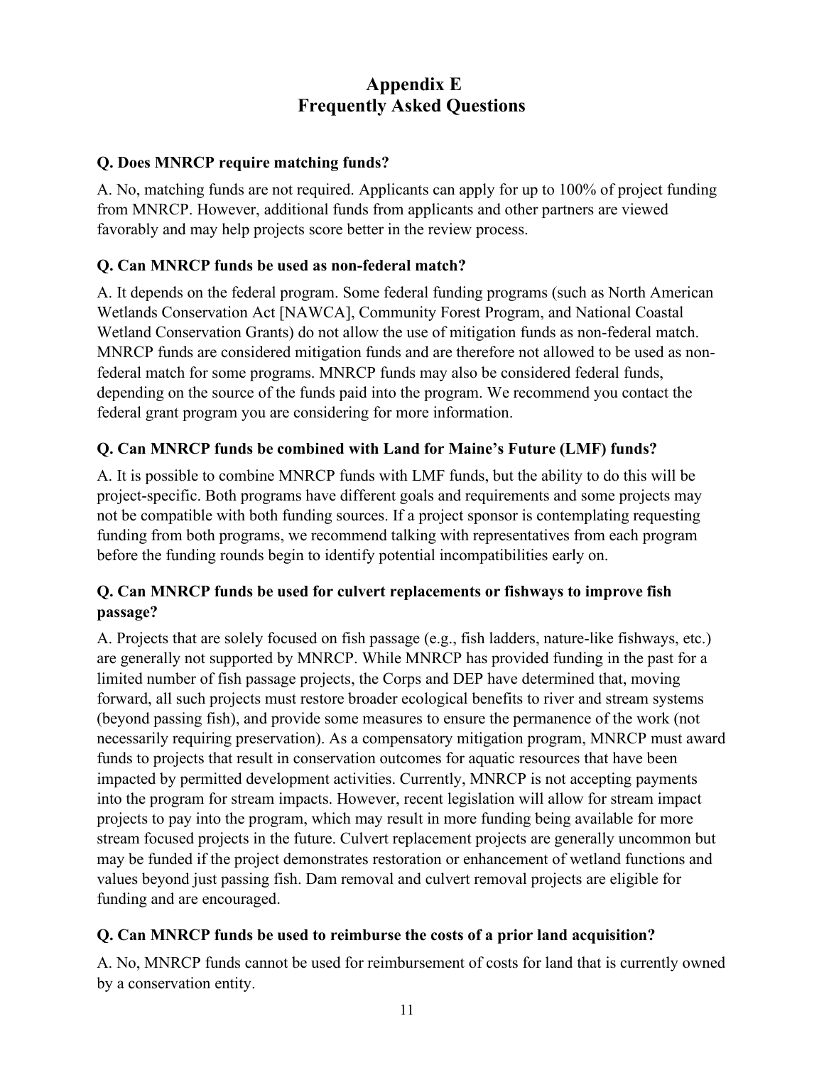# Appendix E
# Frequently Asked Questions

**Q. Does MNRCP require matching funds?**

A. No, matching funds are not required. Applicants can apply for up to 100% of project funding from MNRCP. However, additional funds from applicants and other partners are viewed favorably and may help projects score better in the review process.

**Q. Can MNRCP funds be used as non-federal match?**

A. It depends on the federal program. Some federal funding programs (such as North American Wetlands Conservation Act [NAWCA], Community Forest Program, and National Coastal Wetland Conservation Grants) do not allow the use of mitigation funds as non-federal match. MNRCP funds are considered mitigation funds and are therefore not allowed to be used as non-federal match for some programs. MNRCP funds may also be considered federal funds, depending on the source of the funds paid into the program. We recommend you contact the federal grant program you are considering for more information.

**Q. Can MNRCP funds be combined with Land for Maine's Future (LMF) funds?**

A. It is possible to combine MNRCP funds with LMF funds, but the ability to do this will be project-specific. Both programs have different goals and requirements and some projects may not be compatible with both funding sources. If a project sponsor is contemplating requesting funding from both programs, we recommend talking with representatives from each program before the funding rounds begin to identify potential incompatibilities early on.

**Q. Can MNRCP funds be used for culvert replacements or fishways to improve fish passage?**

A. Projects that are solely focused on fish passage (e.g., fish ladders, nature-like fishways, etc.) are generally not supported by MNRCP. While MNRCP has provided funding in the past for a limited number of fish passage projects, the Corps and DEP have determined that, moving forward, all such projects must restore broader ecological benefits to river and stream systems (beyond passing fish), and provide some measures to ensure the permanence of the work (not necessarily requiring preservation). As a compensatory mitigation program, MNRCP must award funds to projects that result in conservation outcomes for aquatic resources that have been impacted by permitted development activities. Currently, MNRCP is not accepting payments into the program for stream impacts. However, recent legislation will allow for stream impact projects to pay into the program, which may result in more funding being available for more stream focused projects in the future. Culvert replacement projects are generally uncommon but may be funded if the project demonstrates restoration or enhancement of wetland functions and values beyond just passing fish. Dam removal and culvert removal projects are eligible for funding and are encouraged.

**Q. Can MNRCP funds be used to reimburse the costs of a prior land acquisition?**

A. No, MNRCP funds cannot be used for reimbursement of costs for land that is currently owned by a conservation entity.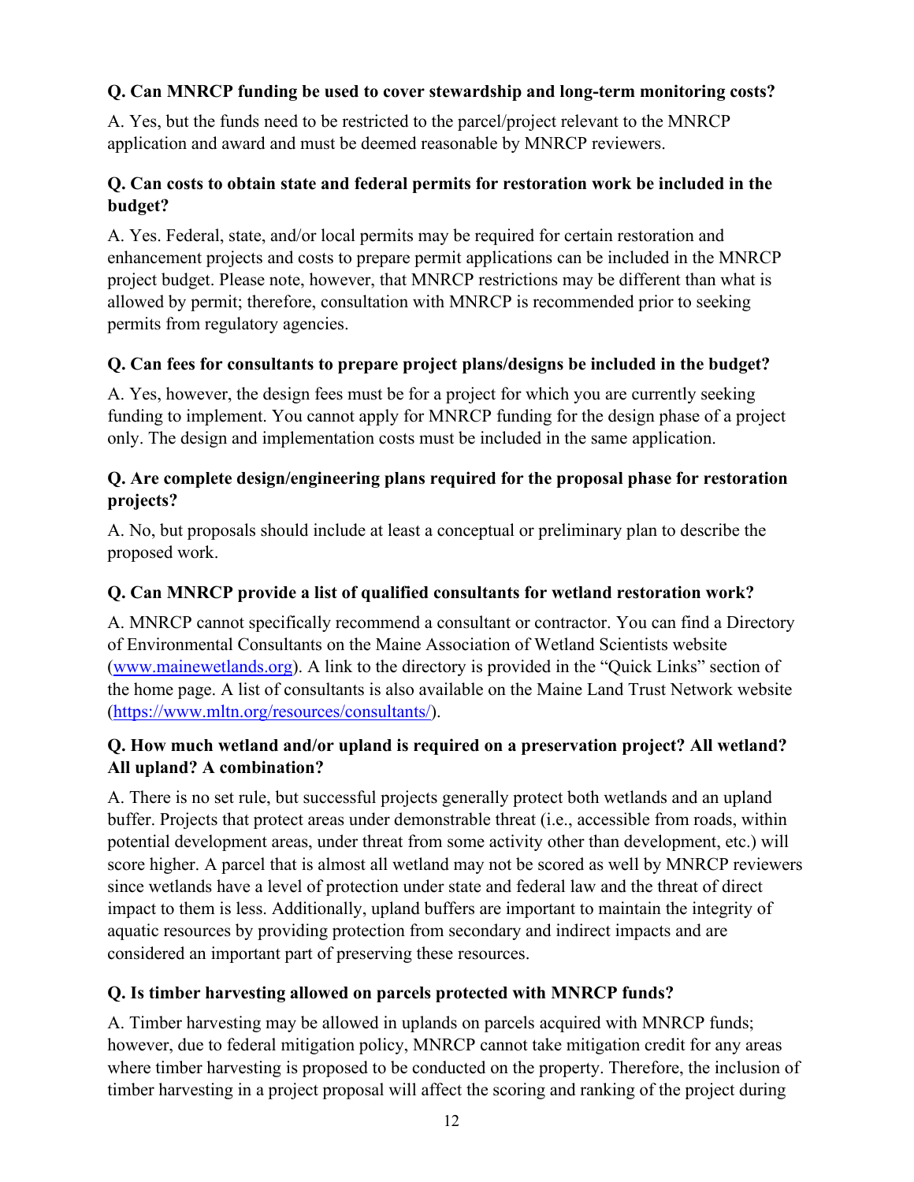**Q. Can MNRCP funding be used to cover stewardship and long-term monitoring costs?**

A. Yes, but the funds need to be restricted to the parcel/project relevant to the MNRCP application and award and must be deemed reasonable by MNRCP reviewers.

**Q. Can costs to obtain state and federal permits for restoration work be included in the budget?**

A. Yes. Federal, state, and/or local permits may be required for certain restoration and enhancement projects and costs to prepare permit applications can be included in the MNRCP project budget. Please note, however, that MNRCP restrictions may be different than what is allowed by permit; therefore, consultation with MNRCP is recommended prior to seeking permits from regulatory agencies.

**Q. Can fees for consultants to prepare project plans/designs be included in the budget?**

A. Yes, however, the design fees must be for a project for which you are currently seeking funding to implement. You cannot apply for MNRCP funding for the design phase of a project only. The design and implementation costs must be included in the same application.

**Q. Are complete design/engineering plans required for the proposal phase for restoration projects?**

A. No, but proposals should include at least a conceptual or preliminary plan to describe the proposed work.

**Q. Can MNRCP provide a list of qualified consultants for wetland restoration work?**

A. MNRCP cannot specifically recommend a consultant or contractor. You can find a Directory of Environmental Consultants on the Maine Association of Wetland Scientists website ([www.mainewetlands.org](http://www.mainewetlands.org)). A link to the directory is provided in the "Quick Links" section of the home page. A list of consultants is also available on the Maine Land Trust Network website ([https://www.mltn.org/resources/consultants/](https://www.mltn.org/resources/consultants/)).

**Q. How much wetland and/or upland is required on a preservation project? All wetland? All upland? A combination?**

A. There is no set rule, but successful projects generally protect both wetlands and an upland buffer. Projects that protect areas under demonstrable threat (i.e., accessible from roads, within potential development areas, under threat from some activity other than development, etc.) will score higher. A parcel that is almost all wetland may not be scored as well by MNRCP reviewers since wetlands have a level of protection under state and federal law and the threat of direct impact to them is less. Additionally, upland buffers are important to maintain the integrity of aquatic resources by providing protection from secondary and indirect impacts and are considered an important part of preserving these resources.

**Q. Is timber harvesting allowed on parcels protected with MNRCP funds?**

A. Timber harvesting may be allowed in uplands on parcels acquired with MNRCP funds; however, due to federal mitigation policy, MNRCP cannot take mitigation credit for any areas where timber harvesting is proposed to be conducted on the property. Therefore, the inclusion of timber harvesting in a project proposal will affect the scoring and ranking of the project during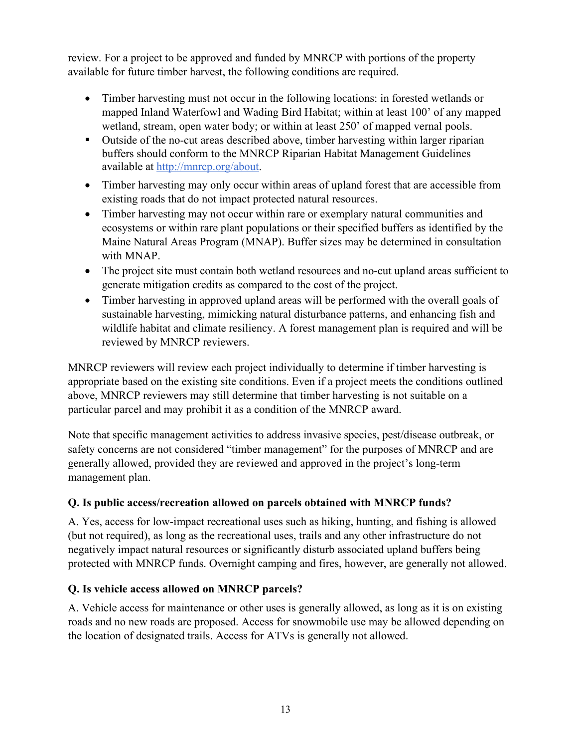review. For a project to be approved and funded by MNRCP with portions of the property available for future timber harvest, the following conditions are required.

- Timber harvesting must not occur in the following locations: in forested wetlands or mapped Inland Waterfowl and Wading Bird Habitat; within at least 100' of any mapped wetland, stream, open water body; or within at least 250' of mapped vernal pools.
- Outside of the no-cut areas described above, timber harvesting within larger riparian buffers should conform to the MNRCP Riparian Habitat Management Guidelines available at [http://mnrcp.org/about](http://mnrcp.org/about).
- Timber harvesting may only occur within areas of upland forest that are accessible from existing roads that do not impact protected natural resources.
- Timber harvesting may not occur within rare or exemplary natural communities and ecosystems or within rare plant populations or their specified buffers as identified by the Maine Natural Areas Program (MNAP). Buffer sizes may be determined in consultation with MNAP.
- The project site must contain both wetland resources and no-cut upland areas sufficient to generate mitigation credits as compared to the cost of the project.
- Timber harvesting in approved upland areas will be performed with the overall goals of sustainable harvesting, mimicking natural disturbance patterns, and enhancing fish and wildlife habitat and climate resiliency. A forest management plan is required and will be reviewed by MNRCP reviewers.

MNRCP reviewers will review each project individually to determine if timber harvesting is appropriate based on the existing site conditions. Even if a project meets the conditions outlined above, MNRCP reviewers may still determine that timber harvesting is not suitable on a particular parcel and may prohibit it as a condition of the MNRCP award.

Note that specific management activities to address invasive species, pest/disease outbreak, or safety concerns are not considered "timber management" for the purposes of MNRCP and are generally allowed, provided they are reviewed and approved in the project's long-term management plan.

**Q. Is public access/recreation allowed on parcels obtained with MNRCP funds?**

A. Yes, access for low-impact recreational uses such as hiking, hunting, and fishing is allowed (but not required), as long as the recreational uses, trails and any other infrastructure do not negatively impact natural resources or significantly disturb associated upland buffers being protected with MNRCP funds. Overnight camping and fires, however, are generally not allowed.

**Q. Is vehicle access allowed on MNRCP parcels?**

A. Vehicle access for maintenance or other uses is generally allowed, as long as it is on existing roads and no new roads are proposed. Access for snowmobile use may be allowed depending on the location of designated trails. Access for ATVs is generally not allowed.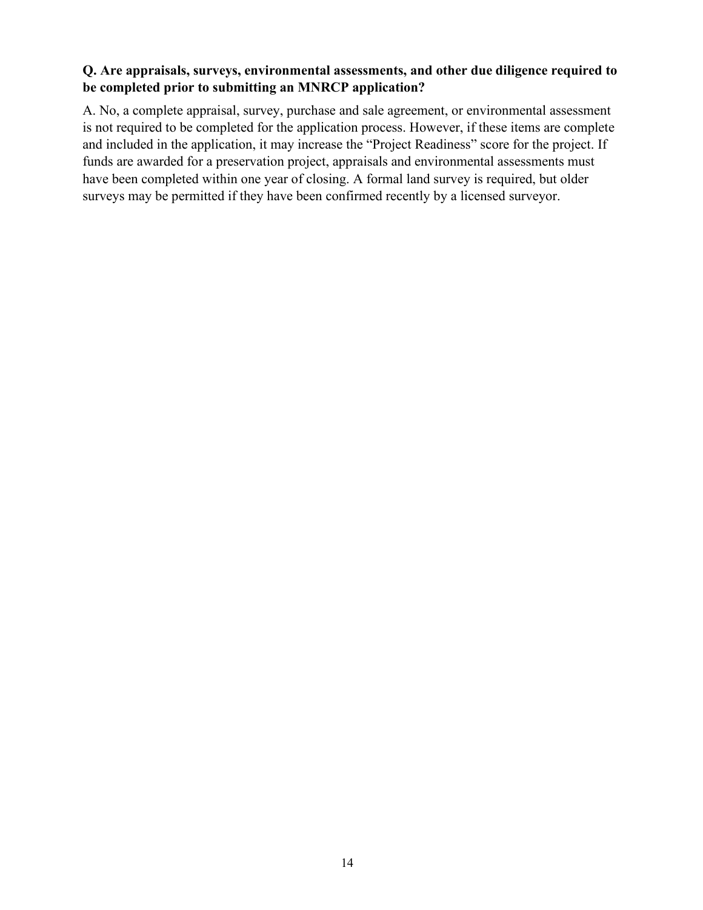**Q. Are appraisals, surveys, environmental assessments, and other due diligence required to be completed prior to submitting an MNRCP application?**

A. No, a complete appraisal, survey, purchase and sale agreement, or environmental assessment is not required to be completed for the application process. However, if these items are complete and included in the application, it may increase the "Project Readiness" score for the project. If funds are awarded for a preservation project, appraisals and environmental assessments must have been completed within one year of closing. A formal land survey is required, but older surveys may be permitted if they have been confirmed recently by a licensed surveyor.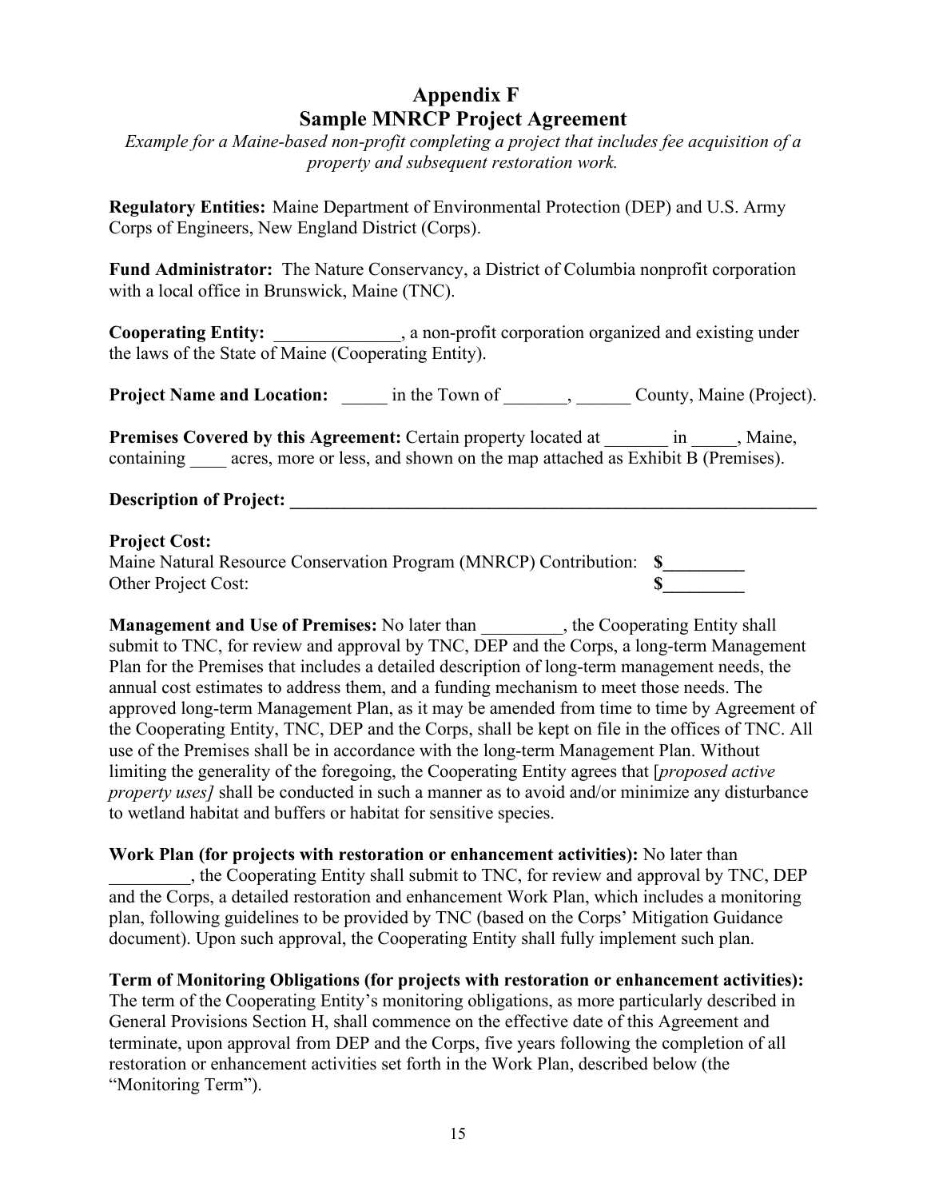# Appendix F
# Sample MNRCP Project Agreement

*Example for a Maine-based non-profit completing a project that includes fee acquisition of a property and subsequent restoration work.*

**Regulatory Entities:** Maine Department of Environmental Protection (DEP) and U.S. Army Corps of Engineers, New England District (Corps).

**Fund Administrator:** The Nature Conservancy, a District of Columbia nonprofit corporation with a local office in Brunswick, Maine (TNC).

**Cooperating Entity:** ______________, a non-profit corporation organized and existing under the laws of the State of Maine (Cooperating Entity).

**Project Name and Location:** _____ in the Town of _______, ______ County, Maine (Project).

**Premises Covered by this Agreement:** Certain property located at _______ in _____, Maine, containing ____ acres, more or less, and shown on the map attached as Exhibit B (Premises).

**Description of Project: ______________________________________________________________**

**Project Cost:**
Maine Natural Resource Conservation Program (MNRCP) Contribution: **$_________**
Other Project Cost: **$_________**

**Management and Use of Premises:** No later than _________, the Cooperating Entity shall submit to TNC, for review and approval by TNC, DEP and the Corps, a long-term Management Plan for the Premises that includes a detailed description of long-term management needs, the annual cost estimates to address them, and a funding mechanism to meet those needs. The approved long-term Management Plan, as it may be amended from time to time by Agreement of the Cooperating Entity, TNC, DEP and the Corps, shall be kept on file in the offices of TNC. All use of the Premises shall be in accordance with the long-term Management Plan. Without limiting the generality of the foregoing, the Cooperating Entity agrees that [*proposed active property uses]* shall be conducted in such a manner as to avoid and/or minimize any disturbance to wetland habitat and buffers or habitat for sensitive species.

**Work Plan (for projects with restoration or enhancement activities):** No later than _________, the Cooperating Entity shall submit to TNC, for review and approval by TNC, DEP and the Corps, a detailed restoration and enhancement Work Plan, which includes a monitoring plan, following guidelines to be provided by TNC (based on the Corps' Mitigation Guidance document). Upon such approval, the Cooperating Entity shall fully implement such plan.

**Term of Monitoring Obligations (for projects with restoration or enhancement activities):** The term of the Cooperating Entity's monitoring obligations, as more particularly described in General Provisions Section H, shall commence on the effective date of this Agreement and terminate, upon approval from DEP and the Corps, five years following the completion of all restoration or enhancement activities set forth in the Work Plan, described below (the "Monitoring Term").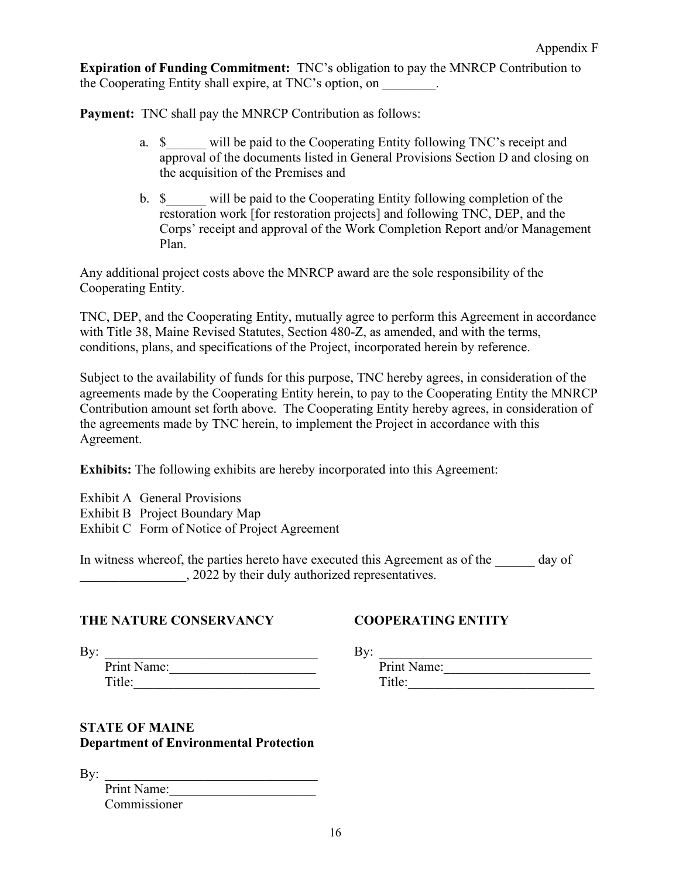Appendix F

**Expiration of Funding Commitment:** TNC's obligation to pay the MNRCP Contribution to the Cooperating Entity shall expire, at TNC's option, on ________.

**Payment:** TNC shall pay the MNRCP Contribution as follows:

a. $______ will be paid to the Cooperating Entity following TNC's receipt and approval of the documents listed in General Provisions Section D and closing on the acquisition of the Premises and

b. $______ will be paid to the Cooperating Entity following completion of the restoration work [for restoration projects] and following TNC, DEP, and the Corps' receipt and approval of the Work Completion Report and/or Management Plan.

Any additional project costs above the MNRCP award are the sole responsibility of the Cooperating Entity.

TNC, DEP, and the Cooperating Entity, mutually agree to perform this Agreement in accordance with Title 38, Maine Revised Statutes, Section 480-Z, as amended, and with the terms, conditions, plans, and specifications of the Project, incorporated herein by reference.

Subject to the availability of funds for this purpose, TNC hereby agrees, in consideration of the agreements made by the Cooperating Entity herein, to pay to the Cooperating Entity the MNRCP Contribution amount set forth above. The Cooperating Entity hereby agrees, in consideration of the agreements made by TNC herein, to implement the Project in accordance with this Agreement.

**Exhibits:** The following exhibits are hereby incorporated into this Agreement:

Exhibit A General Provisions
Exhibit B Project Boundary Map
Exhibit C Form of Notice of Project Agreement

In witness whereof, the parties hereto have executed this Agreement as of the ______ day of ________________, 2022 by their duly authorized representatives.

**THE NATURE CONSERVANCY**

By: ________________________________
Print Name:______________________
Title:___________________________

**COOPERATING ENTITY**

By: ________________________________
Print Name:______________________
Title:___________________________

**STATE OF MAINE**
**Department of Environmental Protection**

By: ________________________________
Print Name:______________________
Commissioner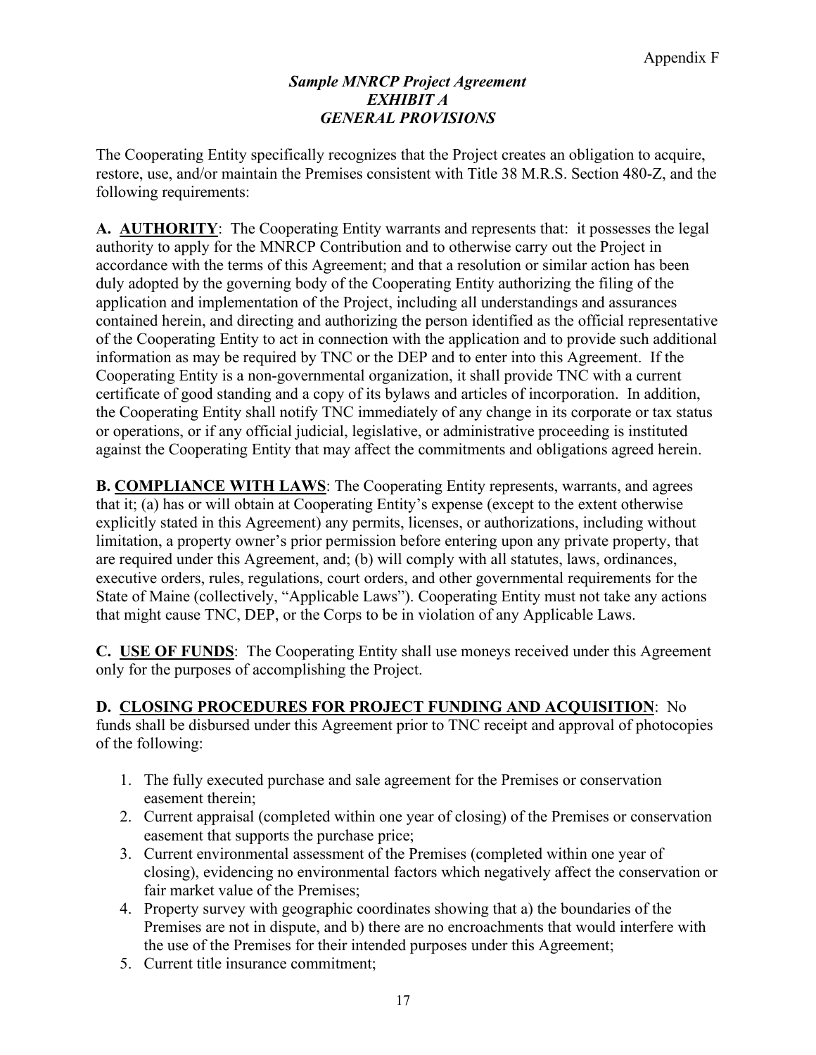Appendix F

***Sample MNRCP Project Agreement***
***EXHIBIT A***
***GENERAL PROVISIONS***

The Cooperating Entity specifically recognizes that the Project creates an obligation to acquire, restore, use, and/or maintain the Premises consistent with Title 38 M.R.S. Section 480-Z, and the following requirements:

**A. <u>AUTHORITY</u>**: The Cooperating Entity warrants and represents that: it possesses the legal authority to apply for the MNRCP Contribution and to otherwise carry out the Project in accordance with the terms of this Agreement; and that a resolution or similar action has been duly adopted by the governing body of the Cooperating Entity authorizing the filing of the application and implementation of the Project, including all understandings and assurances contained herein, and directing and authorizing the person identified as the official representative of the Cooperating Entity to act in connection with the application and to provide such additional information as may be required by TNC or the DEP and to enter into this Agreement. If the Cooperating Entity is a non-governmental organization, it shall provide TNC with a current certificate of good standing and a copy of its bylaws and articles of incorporation. In addition, the Cooperating Entity shall notify TNC immediately of any change in its corporate or tax status or operations, or if any official judicial, legislative, or administrative proceeding is instituted against the Cooperating Entity that may affect the commitments and obligations agreed herein.

**B. <u>COMPLIANCE WITH LAWS</u>**: The Cooperating Entity represents, warrants, and agrees that it; (a) has or will obtain at Cooperating Entity's expense (except to the extent otherwise explicitly stated in this Agreement) any permits, licenses, or authorizations, including without limitation, a property owner's prior permission before entering upon any private property, that are required under this Agreement, and; (b) will comply with all statutes, laws, ordinances, executive orders, rules, regulations, court orders, and other governmental requirements for the State of Maine (collectively, "Applicable Laws"). Cooperating Entity must not take any actions that might cause TNC, DEP, or the Corps to be in violation of any Applicable Laws.

**C. <u>USE OF FUNDS</u>**: The Cooperating Entity shall use moneys received under this Agreement only for the purposes of accomplishing the Project.

**D. <u>CLOSING PROCEDURES FOR PROJECT FUNDING AND ACQUISITION</u>**: No funds shall be disbursed under this Agreement prior to TNC receipt and approval of photocopies of the following:

1. The fully executed purchase and sale agreement for the Premises or conservation easement therein;
2. Current appraisal (completed within one year of closing) of the Premises or conservation easement that supports the purchase price;
3. Current environmental assessment of the Premises (completed within one year of closing), evidencing no environmental factors which negatively affect the conservation or fair market value of the Premises;
4. Property survey with geographic coordinates showing that a) the boundaries of the Premises are not in dispute, and b) there are no encroachments that would interfere with the use of the Premises for their intended purposes under this Agreement;
5. Current title insurance commitment;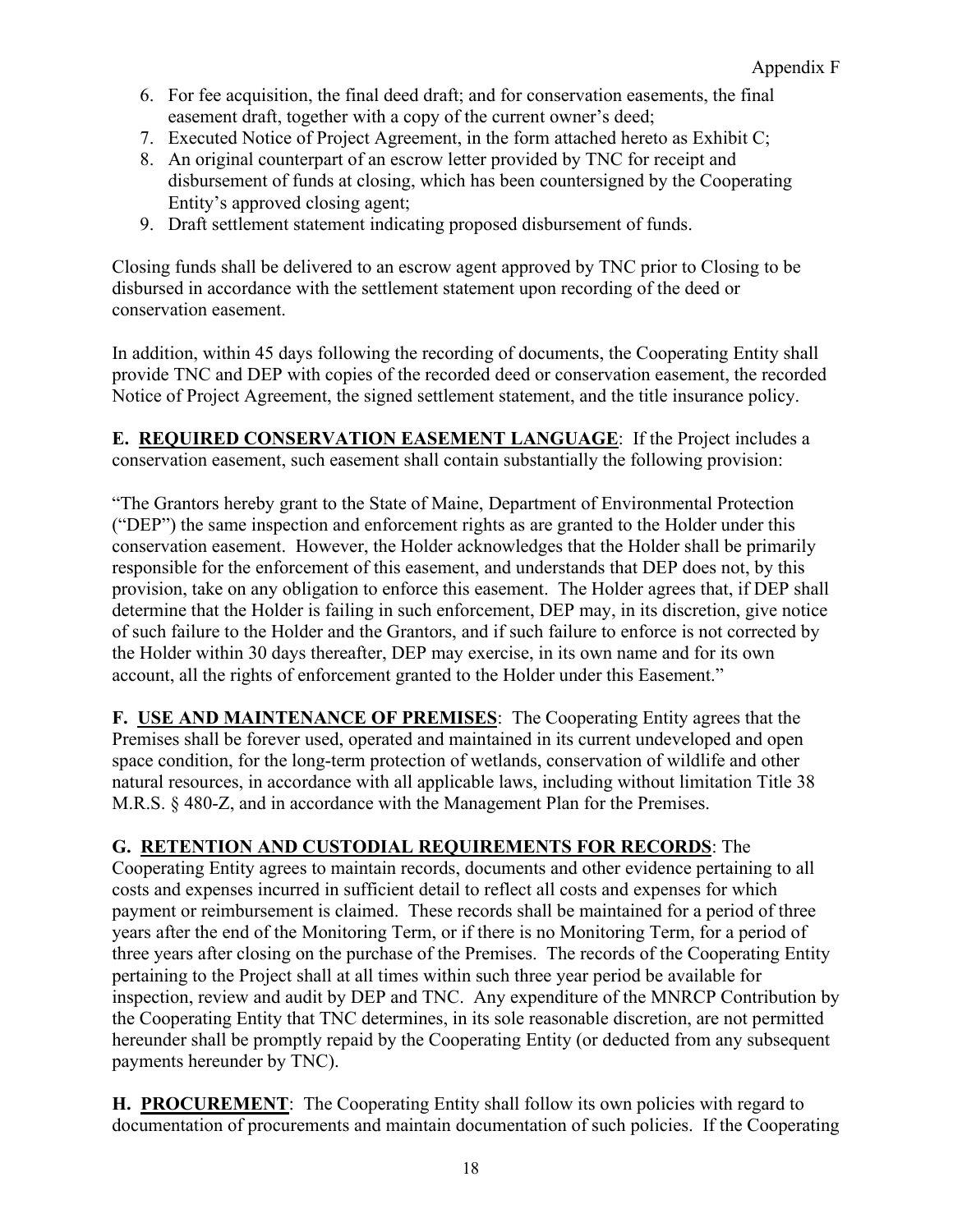6. For fee acquisition, the final deed draft; and for conservation easements, the final easement draft, together with a copy of the current owner's deed;
7. Executed Notice of Project Agreement, in the form attached hereto as Exhibit C;
8. An original counterpart of an escrow letter provided by TNC for receipt and disbursement of funds at closing, which has been countersigned by the Cooperating Entity's approved closing agent;
9. Draft settlement statement indicating proposed disbursement of funds.

Closing funds shall be delivered to an escrow agent approved by TNC prior to Closing to be disbursed in accordance with the settlement statement upon recording of the deed or conservation easement.

In addition, within 45 days following the recording of documents, the Cooperating Entity shall provide TNC and DEP with copies of the recorded deed or conservation easement, the recorded Notice of Project Agreement, the signed settlement statement, and the title insurance policy.

**E. <u>REQUIRED CONSERVATION EASEMENT LANGUAGE</u>**: If the Project includes a conservation easement, such easement shall contain substantially the following provision:

"The Grantors hereby grant to the State of Maine, Department of Environmental Protection ("DEP") the same inspection and enforcement rights as are granted to the Holder under this conservation easement. However, the Holder acknowledges that the Holder shall be primarily responsible for the enforcement of this easement, and understands that DEP does not, by this provision, take on any obligation to enforce this easement. The Holder agrees that, if DEP shall determine that the Holder is failing in such enforcement, DEP may, in its discretion, give notice of such failure to the Holder and the Grantors, and if such failure to enforce is not corrected by the Holder within 30 days thereafter, DEP may exercise, in its own name and for its own account, all the rights of enforcement granted to the Holder under this Easement."

**F. <u>USE AND MAINTENANCE OF PREMISES</u>**: The Cooperating Entity agrees that the Premises shall be forever used, operated and maintained in its current undeveloped and open space condition, for the long-term protection of wetlands, conservation of wildlife and other natural resources, in accordance with all applicable laws, including without limitation Title 38 M.R.S. § 480-Z, and in accordance with the Management Plan for the Premises.

**G. <u>RETENTION AND CUSTODIAL REQUIREMENTS FOR RECORDS</u>**: The Cooperating Entity agrees to maintain records, documents and other evidence pertaining to all costs and expenses incurred in sufficient detail to reflect all costs and expenses for which payment or reimbursement is claimed. These records shall be maintained for a period of three years after the end of the Monitoring Term, or if there is no Monitoring Term, for a period of three years after closing on the purchase of the Premises. The records of the Cooperating Entity pertaining to the Project shall at all times within such three year period be available for inspection, review and audit by DEP and TNC. Any expenditure of the MNRCP Contribution by the Cooperating Entity that TNC determines, in its sole reasonable discretion, are not permitted hereunder shall be promptly repaid by the Cooperating Entity (or deducted from any subsequent payments hereunder by TNC).

**H. <u>PROCUREMENT</u>**: The Cooperating Entity shall follow its own policies with regard to documentation of procurements and maintain documentation of such policies. If the Cooperating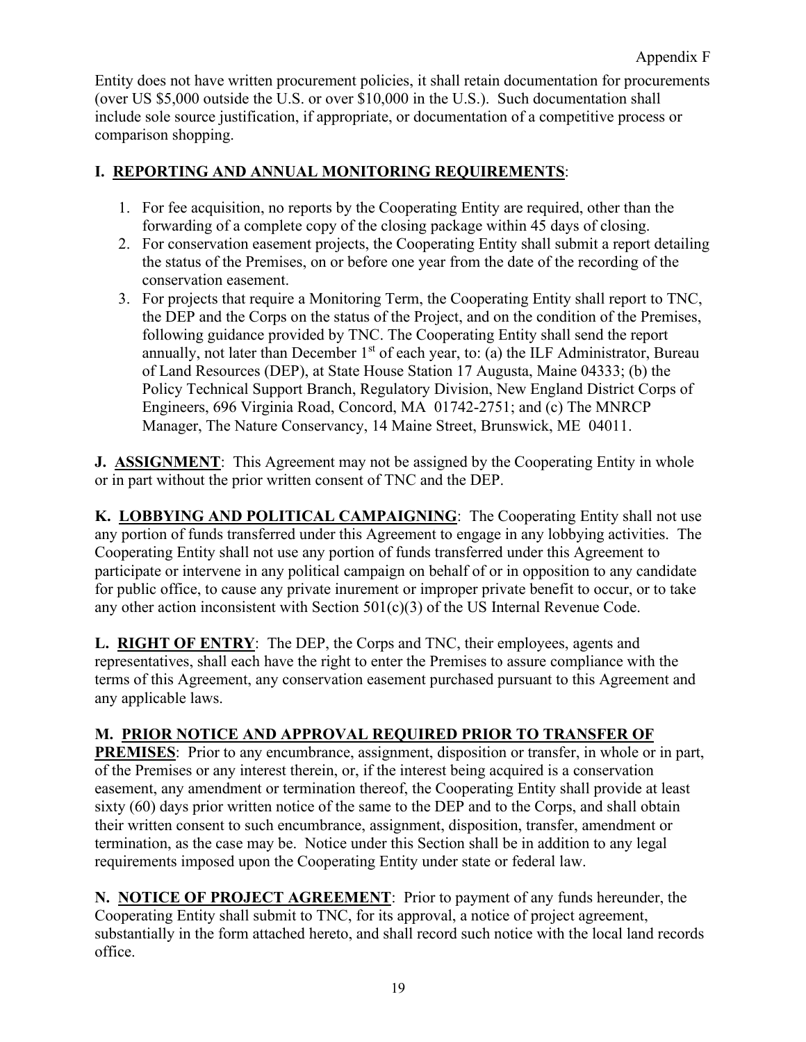Entity does not have written procurement policies, it shall retain documentation for procurements (over US $5,000 outside the U.S. or over $10,000 in the U.S.). Such documentation shall include sole source justification, if appropriate, or documentation of a competitive process or comparison shopping.

**I. REPORTING AND ANNUAL MONITORING REQUIREMENTS**:

1. For fee acquisition, no reports by the Cooperating Entity are required, other than the forwarding of a complete copy of the closing package within 45 days of closing.
2. For conservation easement projects, the Cooperating Entity shall submit a report detailing the status of the Premises, on or before one year from the date of the recording of the conservation easement.
3. For projects that require a Monitoring Term, the Cooperating Entity shall report to TNC, the DEP and the Corps on the status of the Project, and on the condition of the Premises, following guidance provided by TNC. The Cooperating Entity shall send the report annually, not later than December 1st of each year, to: (a) the ILF Administrator, Bureau of Land Resources (DEP), at State House Station 17 Augusta, Maine 04333; (b) the Policy Technical Support Branch, Regulatory Division, New England District Corps of Engineers, 696 Virginia Road, Concord, MA 01742-2751; and (c) The MNRCP Manager, The Nature Conservancy, 14 Maine Street, Brunswick, ME 04011.

**J. ASSIGNMENT**: This Agreement may not be assigned by the Cooperating Entity in whole or in part without the prior written consent of TNC and the DEP.

**K. LOBBYING AND POLITICAL CAMPAIGNING**: The Cooperating Entity shall not use any portion of funds transferred under this Agreement to engage in any lobbying activities. The Cooperating Entity shall not use any portion of funds transferred under this Agreement to participate or intervene in any political campaign on behalf of or in opposition to any candidate for public office, to cause any private inurement or improper private benefit to occur, or to take any other action inconsistent with Section 501(c)(3) of the US Internal Revenue Code.

**L. RIGHT OF ENTRY**: The DEP, the Corps and TNC, their employees, agents and representatives, shall each have the right to enter the Premises to assure compliance with the terms of this Agreement, any conservation easement purchased pursuant to this Agreement and any applicable laws.

**M. PRIOR NOTICE AND APPROVAL REQUIRED PRIOR TO TRANSFER OF PREMISES**: Prior to any encumbrance, assignment, disposition or transfer, in whole or in part, of the Premises or any interest therein, or, if the interest being acquired is a conservation easement, any amendment or termination thereof, the Cooperating Entity shall provide at least sixty (60) days prior written notice of the same to the DEP and to the Corps, and shall obtain their written consent to such encumbrance, assignment, disposition, transfer, amendment or termination, as the case may be. Notice under this Section shall be in addition to any legal requirements imposed upon the Cooperating Entity under state or federal law.

**N. NOTICE OF PROJECT AGREEMENT**: Prior to payment of any funds hereunder, the Cooperating Entity shall submit to TNC, for its approval, a notice of project agreement, substantially in the form attached hereto, and shall record such notice with the local land records office.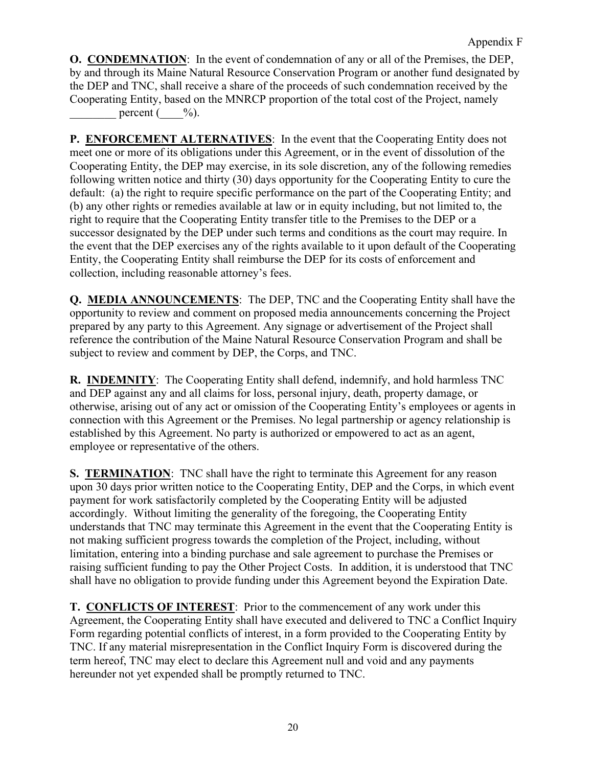**O. CONDEMNATION**: In the event of condemnation of any or all of the Premises, the DEP, by and through its Maine Natural Resource Conservation Program or another fund designated by the DEP and TNC, shall receive a share of the proceeds of such condemnation received by the Cooperating Entity, based on the MNRCP proportion of the total cost of the Project, namely ________ percent (____%).

**P. ENFORCEMENT ALTERNATIVES**: In the event that the Cooperating Entity does not meet one or more of its obligations under this Agreement, or in the event of dissolution of the Cooperating Entity, the DEP may exercise, in its sole discretion, any of the following remedies following written notice and thirty (30) days opportunity for the Cooperating Entity to cure the default: (a) the right to require specific performance on the part of the Cooperating Entity; and (b) any other rights or remedies available at law or in equity including, but not limited to, the right to require that the Cooperating Entity transfer title to the Premises to the DEP or a successor designated by the DEP under such terms and conditions as the court may require. In the event that the DEP exercises any of the rights available to it upon default of the Cooperating Entity, the Cooperating Entity shall reimburse the DEP for its costs of enforcement and collection, including reasonable attorney's fees.

**Q. MEDIA ANNOUNCEMENTS**: The DEP, TNC and the Cooperating Entity shall have the opportunity to review and comment on proposed media announcements concerning the Project prepared by any party to this Agreement. Any signage or advertisement of the Project shall reference the contribution of the Maine Natural Resource Conservation Program and shall be subject to review and comment by DEP, the Corps, and TNC.

**R. INDEMNITY**: The Cooperating Entity shall defend, indemnify, and hold harmless TNC and DEP against any and all claims for loss, personal injury, death, property damage, or otherwise, arising out of any act or omission of the Cooperating Entity's employees or agents in connection with this Agreement or the Premises. No legal partnership or agency relationship is established by this Agreement. No party is authorized or empowered to act as an agent, employee or representative of the others.

**S. TERMINATION**: TNC shall have the right to terminate this Agreement for any reason upon 30 days prior written notice to the Cooperating Entity, DEP and the Corps, in which event payment for work satisfactorily completed by the Cooperating Entity will be adjusted accordingly. Without limiting the generality of the foregoing, the Cooperating Entity understands that TNC may terminate this Agreement in the event that the Cooperating Entity is not making sufficient progress towards the completion of the Project, including, without limitation, entering into a binding purchase and sale agreement to purchase the Premises or raising sufficient funding to pay the Other Project Costs. In addition, it is understood that TNC shall have no obligation to provide funding under this Agreement beyond the Expiration Date.

**T. CONFLICTS OF INTEREST**: Prior to the commencement of any work under this Agreement, the Cooperating Entity shall have executed and delivered to TNC a Conflict Inquiry Form regarding potential conflicts of interest, in a form provided to the Cooperating Entity by TNC. If any material misrepresentation in the Conflict Inquiry Form is discovered during the term hereof, TNC may elect to declare this Agreement null and void and any payments hereunder not yet expended shall be promptly returned to TNC.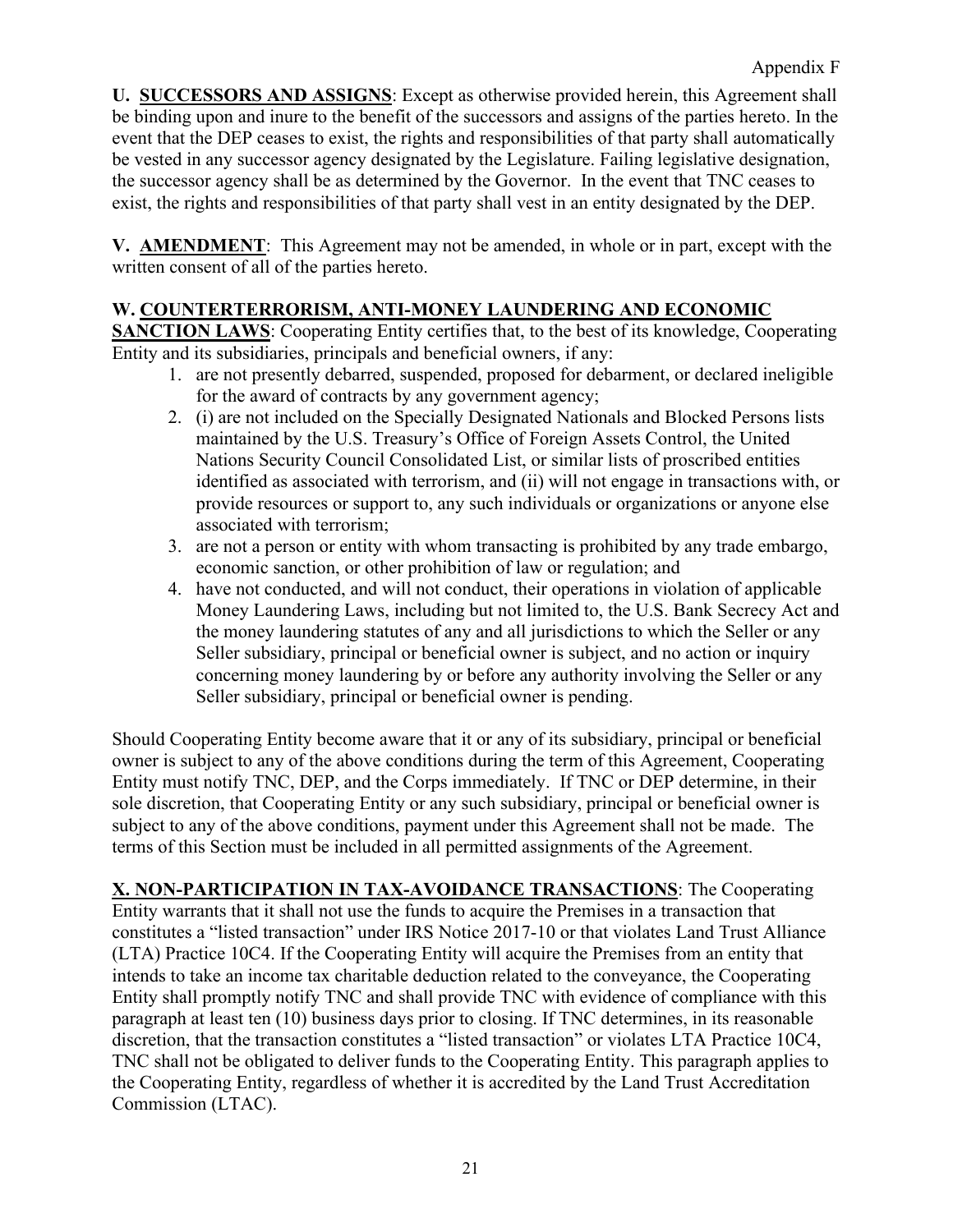**U. SUCCESSORS AND ASSIGNS**: Except as otherwise provided herein, this Agreement shall be binding upon and inure to the benefit of the successors and assigns of the parties hereto. In the event that the DEP ceases to exist, the rights and responsibilities of that party shall automatically be vested in any successor agency designated by the Legislature. Failing legislative designation, the successor agency shall be as determined by the Governor. In the event that TNC ceases to exist, the rights and responsibilities of that party shall vest in an entity designated by the DEP.

**V. AMENDMENT**: This Agreement may not be amended, in whole or in part, except with the written consent of all of the parties hereto.

**W. COUNTERTERRORISM, ANTI-MONEY LAUNDERING AND ECONOMIC SANCTION LAWS**: Cooperating Entity certifies that, to the best of its knowledge, Cooperating Entity and its subsidiaries, principals and beneficial owners, if any:

1. are not presently debarred, suspended, proposed for debarment, or declared ineligible for the award of contracts by any government agency;
2. (i) are not included on the Specially Designated Nationals and Blocked Persons lists maintained by the U.S. Treasury's Office of Foreign Assets Control, the United Nations Security Council Consolidated List, or similar lists of proscribed entities identified as associated with terrorism, and (ii) will not engage in transactions with, or provide resources or support to, any such individuals or organizations or anyone else associated with terrorism;
3. are not a person or entity with whom transacting is prohibited by any trade embargo, economic sanction, or other prohibition of law or regulation; and
4. have not conducted, and will not conduct, their operations in violation of applicable Money Laundering Laws, including but not limited to, the U.S. Bank Secrecy Act and the money laundering statutes of any and all jurisdictions to which the Seller or any Seller subsidiary, principal or beneficial owner is subject, and no action or inquiry concerning money laundering by or before any authority involving the Seller or any Seller subsidiary, principal or beneficial owner is pending.

Should Cooperating Entity become aware that it or any of its subsidiary, principal or beneficial owner is subject to any of the above conditions during the term of this Agreement, Cooperating Entity must notify TNC, DEP, and the Corps immediately. If TNC or DEP determine, in their sole discretion, that Cooperating Entity or any such subsidiary, principal or beneficial owner is subject to any of the above conditions, payment under this Agreement shall not be made. The terms of this Section must be included in all permitted assignments of the Agreement.

**X. NON-PARTICIPATION IN TAX-AVOIDANCE TRANSACTIONS**: The Cooperating Entity warrants that it shall not use the funds to acquire the Premises in a transaction that constitutes a "listed transaction" under IRS Notice 2017-10 or that violates Land Trust Alliance (LTA) Practice 10C4. If the Cooperating Entity will acquire the Premises from an entity that intends to take an income tax charitable deduction related to the conveyance, the Cooperating Entity shall promptly notify TNC and shall provide TNC with evidence of compliance with this paragraph at least ten (10) business days prior to closing. If TNC determines, in its reasonable discretion, that the transaction constitutes a "listed transaction" or violates LTA Practice 10C4, TNC shall not be obligated to deliver funds to the Cooperating Entity. This paragraph applies to the Cooperating Entity, regardless of whether it is accredited by the Land Trust Accreditation Commission (LTAC).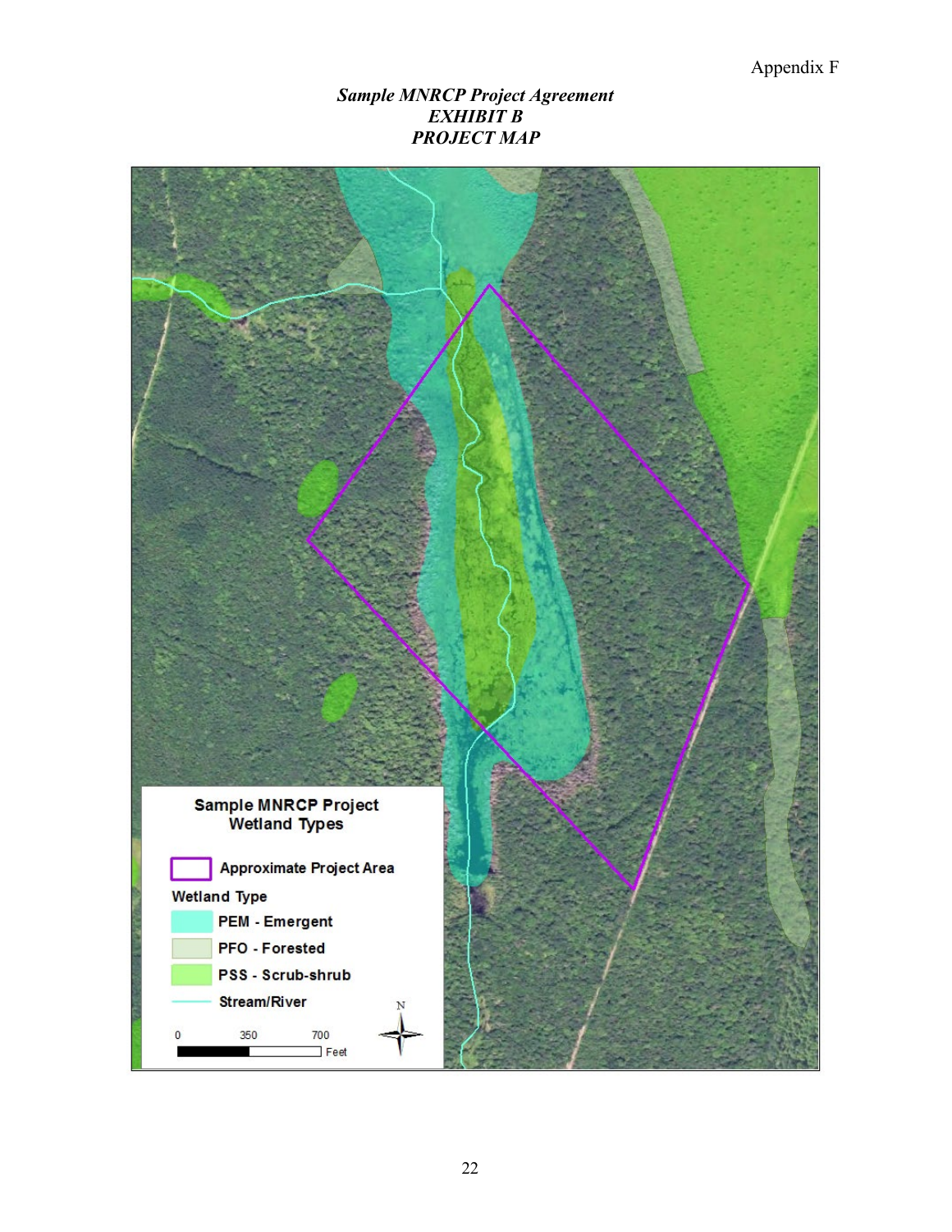*Sample MNRCP Project Agreement*
*EXHIBIT B*
*PROJECT MAP*

**Sample MNRCP Project Wetland Types**

Approximate Project Area

Wetland Type

PEM - Emergent

PFO - Forested

PSS - Scrub-shrub

Stream/River

0 350 700 Feet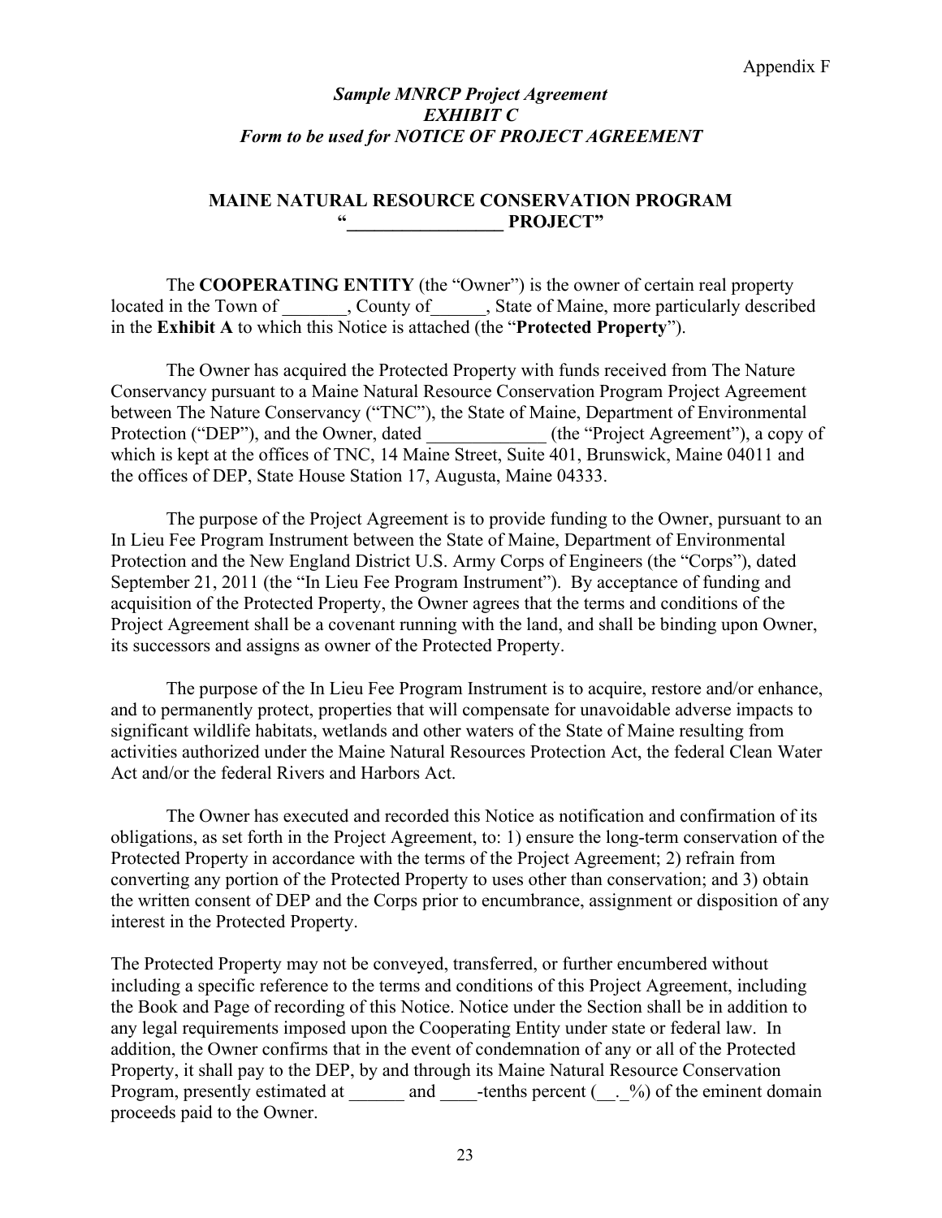Appendix F

*Sample MNRCP Project Agreement*
*EXHIBIT C*
*Form to be used for NOTICE OF PROJECT AGREEMENT*

**MAINE NATURAL RESOURCE CONSERVATION PROGRAM**
**"_________________ PROJECT"**

The **COOPERATING ENTITY** (the "Owner") is the owner of certain real property located in the Town of _______, County of______, State of Maine, more particularly described in the **Exhibit A** to which this Notice is attached (the "**Protected Property**").

The Owner has acquired the Protected Property with funds received from The Nature Conservancy pursuant to a Maine Natural Resource Conservation Program Project Agreement between The Nature Conservancy ("TNC"), the State of Maine, Department of Environmental Protection ("DEP"), and the Owner, dated _____________ (the "Project Agreement"), a copy of which is kept at the offices of TNC, 14 Maine Street, Suite 401, Brunswick, Maine 04011 and the offices of DEP, State House Station 17, Augusta, Maine 04333.

The purpose of the Project Agreement is to provide funding to the Owner, pursuant to an In Lieu Fee Program Instrument between the State of Maine, Department of Environmental Protection and the New England District U.S. Army Corps of Engineers (the "Corps"), dated September 21, 2011 (the "In Lieu Fee Program Instrument"). By acceptance of funding and acquisition of the Protected Property, the Owner agrees that the terms and conditions of the Project Agreement shall be a covenant running with the land, and shall be binding upon Owner, its successors and assigns as owner of the Protected Property.

The purpose of the In Lieu Fee Program Instrument is to acquire, restore and/or enhance, and to permanently protect, properties that will compensate for unavoidable adverse impacts to significant wildlife habitats, wetlands and other waters of the State of Maine resulting from activities authorized under the Maine Natural Resources Protection Act, the federal Clean Water Act and/or the federal Rivers and Harbors Act.

The Owner has executed and recorded this Notice as notification and confirmation of its obligations, as set forth in the Project Agreement, to: 1) ensure the long-term conservation of the Protected Property in accordance with the terms of the Project Agreement; 2) refrain from converting any portion of the Protected Property to uses other than conservation; and 3) obtain the written consent of DEP and the Corps prior to encumbrance, assignment or disposition of any interest in the Protected Property.

The Protected Property may not be conveyed, transferred, or further encumbered without including a specific reference to the terms and conditions of this Project Agreement, including the Book and Page of recording of this Notice. Notice under the Section shall be in addition to any legal requirements imposed upon the Cooperating Entity under state or federal law. In addition, the Owner confirms that in the event of condemnation of any or all of the Protected Property, it shall pay to the DEP, by and through its Maine Natural Resource Conservation Program, presently estimated at ______ and ____-tenths percent (__._%) of the eminent domain proceeds paid to the Owner.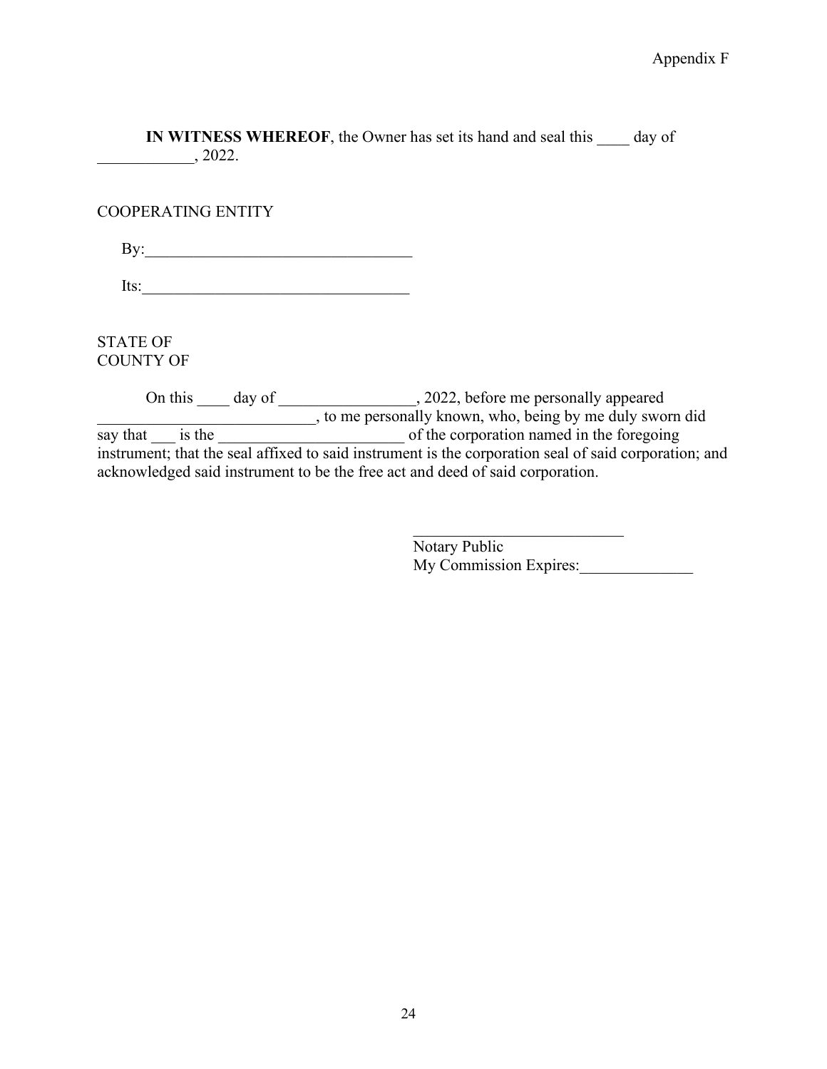Appendix F

**IN WITNESS WHEREOF**, the Owner has set its hand and seal this ____ day of ____________, 2022.

COOPERATING ENTITY

By:_________________________________

Its:_________________________________

STATE OF
COUNTY OF

On this ____ day of _________________, 2022, before me personally appeared ___________________________, to me personally known, who, being by me duly sworn did say that ___ is the _______________________ of the corporation named in the foregoing instrument; that the seal affixed to said instrument is the corporation seal of said corporation; and acknowledged said instrument to be the free act and deed of said corporation.

___________________________
Notary Public
My Commission Expires:______________